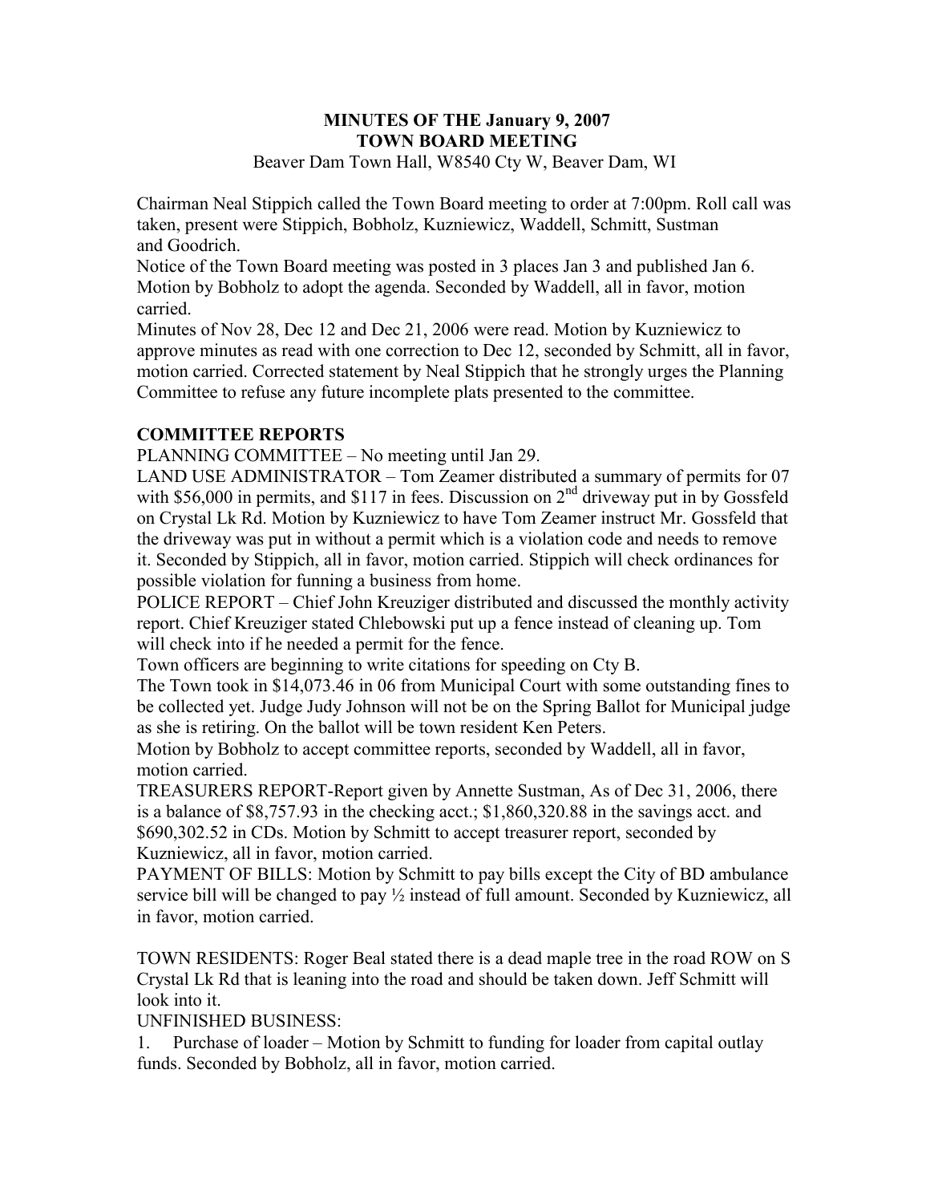**MINUTES OF THE January 9, 2007**
**TOWN BOARD MEETING**
Beaver Dam Town Hall, W8540 Cty W, Beaver Dam, WI

Chairman Neal Stippich called the Town Board meeting to order at 7:00pm. Roll call was taken, present were Stippich, Bobholz, Kuzniewicz, Waddell, Schmitt, Sustman and Goodrich.

Notice of the Town Board meeting was posted in 3 places Jan 3 and published Jan 6.

Motion by Bobholz to adopt the agenda. Seconded by Waddell, all in favor, motion carried.

Minutes of Nov 28, Dec 12 and Dec 21, 2006 were read. Motion by Kuzniewicz to approve minutes as read with one correction to Dec 12, seconded by Schmitt, all in favor, motion carried. Corrected statement by Neal Stippich that he strongly urges the Planning Committee to refuse any future incomplete plats presented to the committee.

## COMMITTEE REPORTS

PLANNING COMMITTEE – No meeting until Jan 29.

LAND USE ADMINISTRATOR – Tom Zeamer distributed a summary of permits for 07 with $56,000 in permits, and $117 in fees. Discussion on 2nd driveway put in by Gossfeld on Crystal Lk Rd. Motion by Kuzniewicz to have Tom Zeamer instruct Mr. Gossfeld that the driveway was put in without a permit which is a violation code and needs to remove it. Seconded by Stippich, all in favor, motion carried. Stippich will check ordinances for possible violation for funning a business from home.

POLICE REPORT – Chief John Kreuziger distributed and discussed the monthly activity report. Chief Kreuziger stated Chlebowski put up a fence instead of cleaning up. Tom will check into if he needed a permit for the fence.

Town officers are beginning to write citations for speeding on Cty B.

The Town took in $14,073.46 in 06 from Municipal Court with some outstanding fines to be collected yet. Judge Judy Johnson will not be on the Spring Ballot for Municipal judge as she is retiring. On the ballot will be town resident Ken Peters.

Motion by Bobholz to accept committee reports, seconded by Waddell, all in favor, motion carried.

TREASURERS REPORT-Report given by Annette Sustman, As of Dec 31, 2006, there is a balance of $8,757.93 in the checking acct.; $1,860,320.88 in the savings acct. and $690,302.52 in CDs. Motion by Schmitt to accept treasurer report, seconded by Kuzniewicz, all in favor, motion carried.

PAYMENT OF BILLS: Motion by Schmitt to pay bills except the City of BD ambulance service bill will be changed to pay ½ instead of full amount. Seconded by Kuzniewicz, all in favor, motion carried.

TOWN RESIDENTS: Roger Beal stated there is a dead maple tree in the road ROW on S Crystal Lk Rd that is leaning into the road and should be taken down. Jeff Schmitt will look into it.

UNFINISHED BUSINESS:

1. Purchase of loader – Motion by Schmitt to funding for loader from capital outlay funds. Seconded by Bobholz, all in favor, motion carried.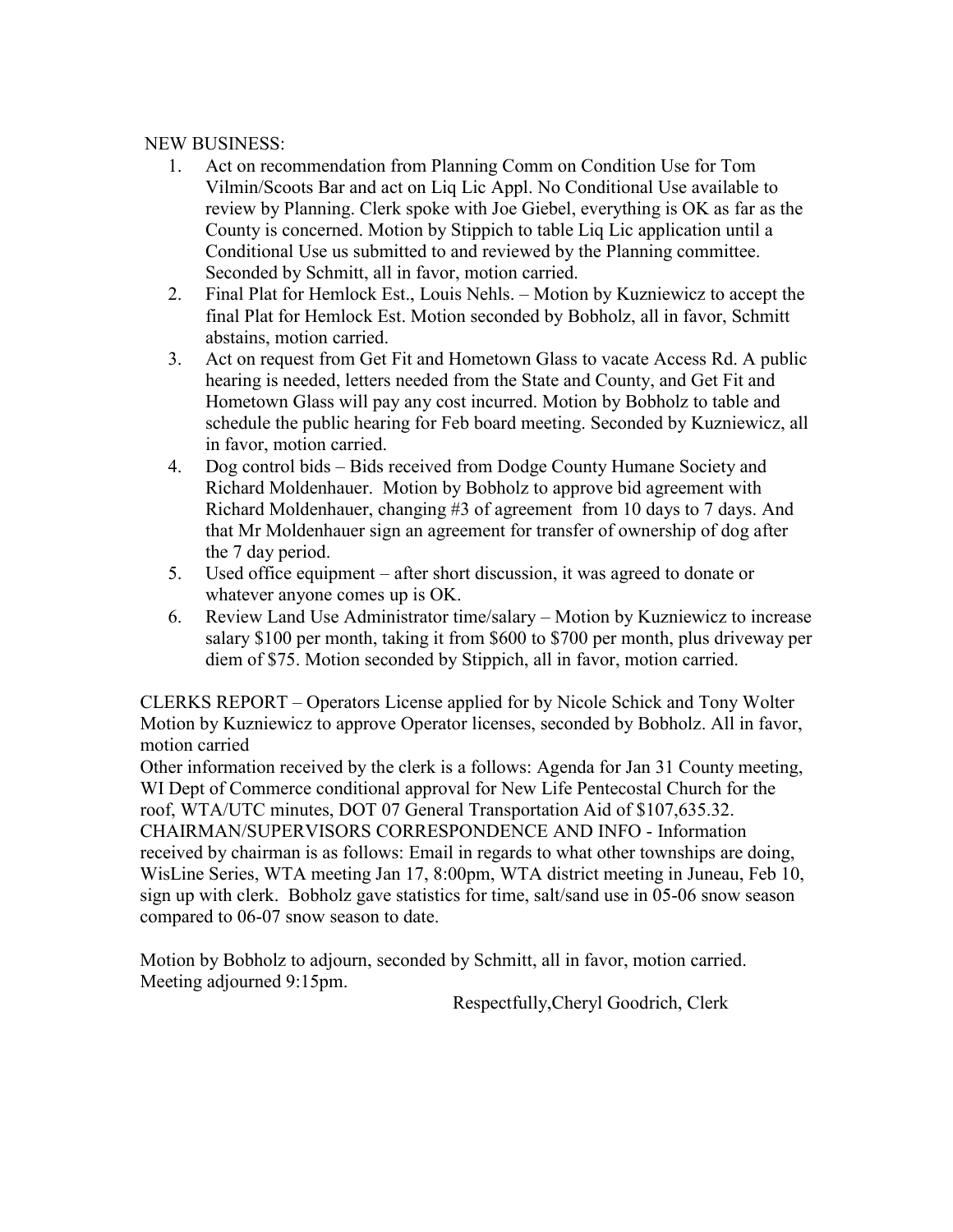NEW BUSINESS:

1. Act on recommendation from Planning Comm on Condition Use for Tom Vilmin/Scoots Bar and act on Liq Lic Appl. No Conditional Use available to review by Planning. Clerk spoke with Joe Giebel, everything is OK as far as the County is concerned. Motion by Stippich to table Liq Lic application until a Conditional Use us submitted to and reviewed by the Planning committee. Seconded by Schmitt, all in favor, motion carried.
2. Final Plat for Hemlock Est., Louis Nehls. – Motion by Kuzniewicz to accept the final Plat for Hemlock Est. Motion seconded by Bobholz, all in favor, Schmitt abstains, motion carried.
3. Act on request from Get Fit and Hometown Glass to vacate Access Rd. A public hearing is needed, letters needed from the State and County, and Get Fit and Hometown Glass will pay any cost incurred. Motion by Bobholz to table and schedule the public hearing for Feb board meeting. Seconded by Kuzniewicz, all in favor, motion carried.
4. Dog control bids – Bids received from Dodge County Humane Society and Richard Moldenhauer. Motion by Bobholz to approve bid agreement with Richard Moldenhauer, changing #3 of agreement from 10 days to 7 days. And that Mr Moldenhauer sign an agreement for transfer of ownership of dog after the 7 day period.
5. Used office equipment – after short discussion, it was agreed to donate or whatever anyone comes up is OK.
6. Review Land Use Administrator time/salary – Motion by Kuzniewicz to increase salary $100 per month, taking it from $600 to $700 per month, plus driveway per diem of $75. Motion seconded by Stippich, all in favor, motion carried.

CLERKS REPORT – Operators License applied for by Nicole Schick and Tony Wolter Motion by Kuzniewicz to approve Operator licenses, seconded by Bobholz. All in favor, motion carried

Other information received by the clerk is a follows: Agenda for Jan 31 County meeting, WI Dept of Commerce conditional approval for New Life Pentecostal Church for the roof, WTA/UTC minutes, DOT 07 General Transportation Aid of $107,635.32.

CHAIRMAN/SUPERVISORS CORRESPONDENCE AND INFO - Information received by chairman is as follows: Email in regards to what other townships are doing, WisLine Series, WTA meeting Jan 17, 8:00pm, WTA district meeting in Juneau, Feb 10, sign up with clerk. Bobholz gave statistics for time, salt/sand use in 05-06 snow season compared to 06-07 snow season to date.

Motion by Bobholz to adjourn, seconded by Schmitt, all in favor, motion carried. Meeting adjourned 9:15pm.

Respectfully,Cheryl Goodrich, Clerk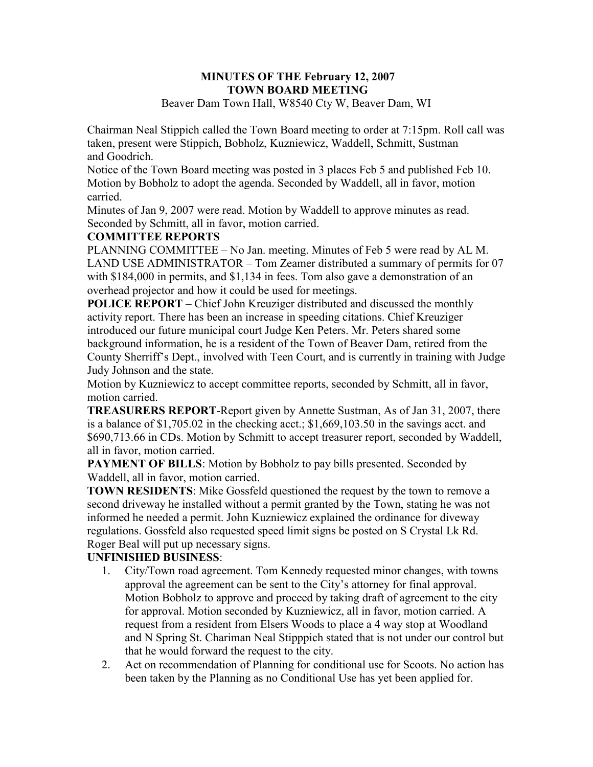**MINUTES OF THE February 12, 2007**
**TOWN BOARD MEETING**
Beaver Dam Town Hall, W8540 Cty W, Beaver Dam, WI

Chairman Neal Stippich called the Town Board meeting to order at 7:15pm. Roll call was taken, present were Stippich, Bobholz, Kuzniewicz, Waddell, Schmitt, Sustman and Goodrich.

Notice of the Town Board meeting was posted in 3 places Feb 5 and published Feb 10.

Motion by Bobholz to adopt the agenda. Seconded by Waddell, all in favor, motion carried.

Minutes of Jan 9, 2007 were read. Motion by Waddell to approve minutes as read. Seconded by Schmitt, all in favor, motion carried.

**COMMITTEE REPORTS**

PLANNING COMMITTEE – No Jan. meeting. Minutes of Feb 5 were read by AL M.

LAND USE ADMINISTRATOR – Tom Zeamer distributed a summary of permits for 07 with $184,000 in permits, and $1,134 in fees. Tom also gave a demonstration of an overhead projector and how it could be used for meetings.

**POLICE REPORT** – Chief John Kreuziger distributed and discussed the monthly activity report. There has been an increase in speeding citations. Chief Kreuziger introduced our future municipal court Judge Ken Peters. Mr. Peters shared some background information, he is a resident of the Town of Beaver Dam, retired from the County Sherriff's Dept., involved with Teen Court, and is currently in training with Judge Judy Johnson and the state.

Motion by Kuzniewicz to accept committee reports, seconded by Schmitt, all in favor, motion carried.

**TREASURERS REPORT**-Report given by Annette Sustman, As of Jan 31, 2007, there is a balance of $1,705.02 in the checking acct.; $1,669,103.50 in the savings acct. and $690,713.66 in CDs. Motion by Schmitt to accept treasurer report, seconded by Waddell, all in favor, motion carried.

**PAYMENT OF BILLS**: Motion by Bobholz to pay bills presented. Seconded by Waddell, all in favor, motion carried.

**TOWN RESIDENTS**: Mike Gossfeld questioned the request by the town to remove a second driveway he installed without a permit granted by the Town, stating he was not informed he needed a permit. John Kuzniewicz explained the ordinance for diveway regulations. Gossfeld also requested speed limit signs be posted on S Crystal Lk Rd. Roger Beal will put up necessary signs.

**UNFINISHED BUSINESS**:

1. City/Town road agreement. Tom Kennedy requested minor changes, with towns approval the agreement can be sent to the City's attorney for final approval. Motion Bobholz to approve and proceed by taking draft of agreement to the city for approval. Motion seconded by Kuzniewicz, all in favor, motion carried. A request from a resident from Elsers Woods to place a 4 way stop at Woodland and N Spring St. Chariman Neal Stipppich stated that is not under our control but that he would forward the request to the city.
2. Act on recommendation of Planning for conditional use for Scoots. No action has been taken by the Planning as no Conditional Use has yet been applied for.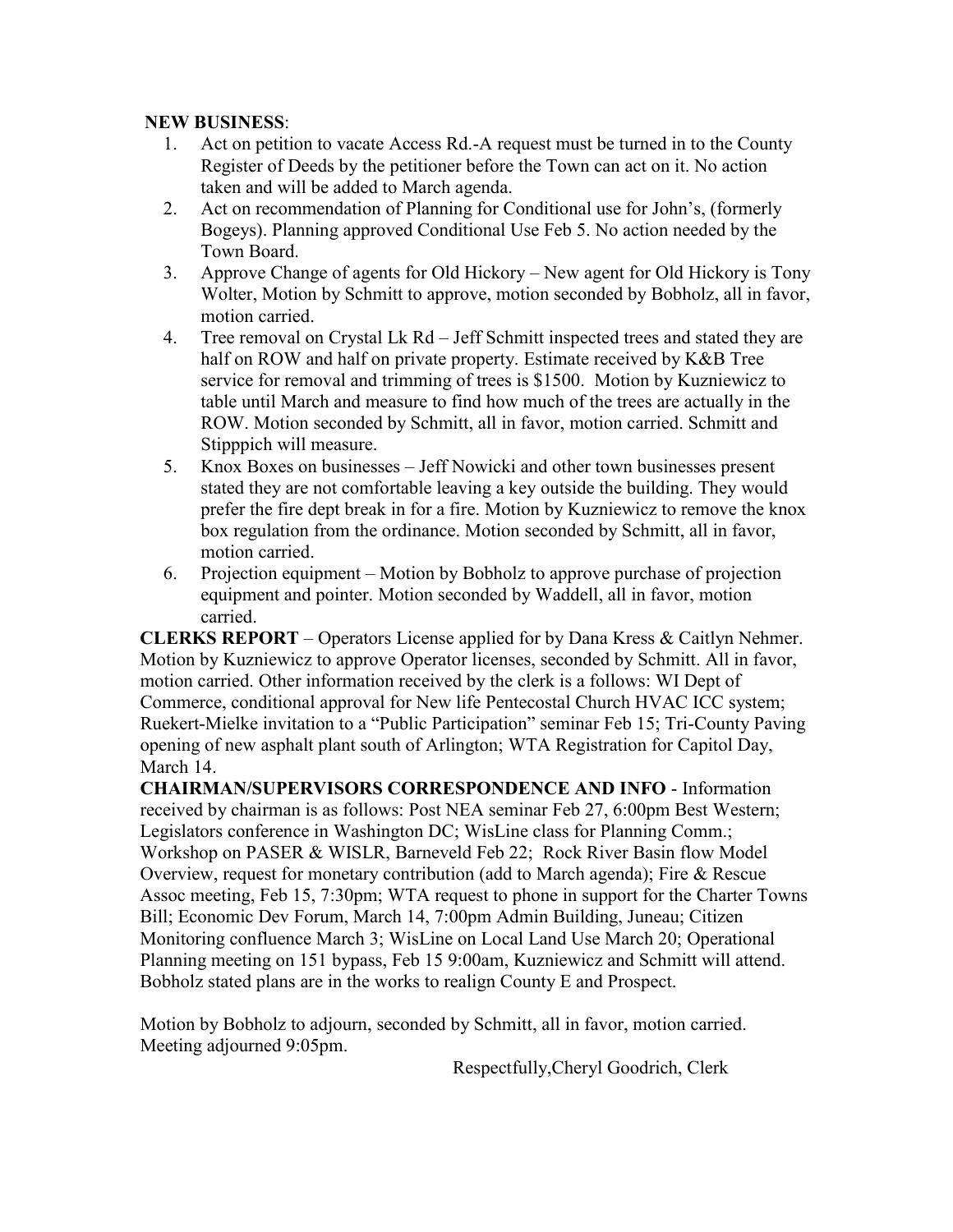**NEW BUSINESS**:

1. Act on petition to vacate Access Rd.-A request must be turned in to the County Register of Deeds by the petitioner before the Town can act on it. No action taken and will be added to March agenda.
2. Act on recommendation of Planning for Conditional use for John's, (formerly Bogeys). Planning approved Conditional Use Feb 5. No action needed by the Town Board.
3. Approve Change of agents for Old Hickory – New agent for Old Hickory is Tony Wolter, Motion by Schmitt to approve, motion seconded by Bobholz, all in favor, motion carried.
4. Tree removal on Crystal Lk Rd – Jeff Schmitt inspected trees and stated they are half on ROW and half on private property. Estimate received by K&B Tree service for removal and trimming of trees is $1500. Motion by Kuzniewicz to table until March and measure to find how much of the trees are actually in the ROW. Motion seconded by Schmitt, all in favor, motion carried. Schmitt and Stipppich will measure.
5. Knox Boxes on businesses – Jeff Nowicki and other town businesses present stated they are not comfortable leaving a key outside the building. They would prefer the fire dept break in for a fire. Motion by Kuzniewicz to remove the knox box regulation from the ordinance. Motion seconded by Schmitt, all in favor, motion carried.
6. Projection equipment – Motion by Bobholz to approve purchase of projection equipment and pointer. Motion seconded by Waddell, all in favor, motion carried.

**CLERKS REPORT** – Operators License applied for by Dana Kress & Caitlyn Nehmer. Motion by Kuzniewicz to approve Operator licenses, seconded by Schmitt. All in favor, motion carried. Other information received by the clerk is a follows: WI Dept of Commerce, conditional approval for New life Pentecostal Church HVAC ICC system; Ruekert-Mielke invitation to a "Public Participation" seminar Feb 15; Tri-County Paving opening of new asphalt plant south of Arlington; WTA Registration for Capitol Day, March 14.

**CHAIRMAN/SUPERVISORS CORRESPONDENCE AND INFO** - Information received by chairman is as follows: Post NEA seminar Feb 27, 6:00pm Best Western; Legislators conference in Washington DC; WisLine class for Planning Comm.; Workshop on PASER & WISLR, Barneveld Feb 22; Rock River Basin flow Model Overview, request for monetary contribution (add to March agenda); Fire & Rescue Assoc meeting, Feb 15, 7:30pm; WTA request to phone in support for the Charter Towns Bill; Economic Dev Forum, March 14, 7:00pm Admin Building, Juneau; Citizen Monitoring confluence March 3; WisLine on Local Land Use March 20; Operational Planning meeting on 151 bypass, Feb 15 9:00am, Kuzniewicz and Schmitt will attend. Bobholz stated plans are in the works to realign County E and Prospect.

Motion by Bobholz to adjourn, seconded by Schmitt, all in favor, motion carried. Meeting adjourned 9:05pm.

Respectfully,Cheryl Goodrich, Clerk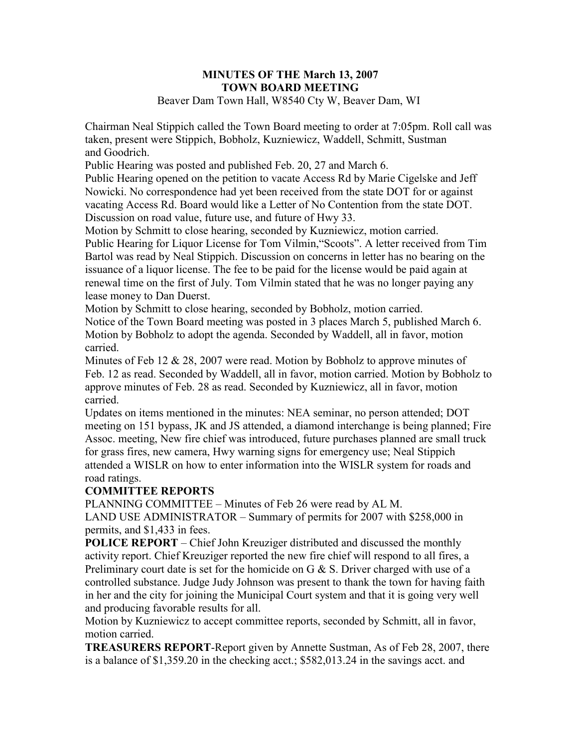**MINUTES OF THE March 13, 2007**
**TOWN BOARD MEETING**

Beaver Dam Town Hall, W8540 Cty W, Beaver Dam, WI

Chairman Neal Stippich called the Town Board meeting to order at 7:05pm. Roll call was taken, present were Stippich, Bobholz, Kuzniewicz, Waddell, Schmitt, Sustman and Goodrich.

Public Hearing was posted and published Feb. 20, 27 and March 6.

Public Hearing opened on the petition to vacate Access Rd by Marie Cigelske and Jeff Nowicki. No correspondence had yet been received from the state DOT for or against vacating Access Rd. Board would like a Letter of No Contention from the state DOT. Discussion on road value, future use, and future of Hwy 33.

Motion by Schmitt to close hearing, seconded by Kuzniewicz, motion carried.

Public Hearing for Liquor License for Tom Vilmin,"Scoots". A letter received from Tim Bartol was read by Neal Stippich. Discussion on concerns in letter has no bearing on the issuance of a liquor license. The fee to be paid for the license would be paid again at renewal time on the first of July. Tom Vilmin stated that he was no longer paying any lease money to Dan Duerst.

Motion by Schmitt to close hearing, seconded by Bobholz, motion carried.

Notice of the Town Board meeting was posted in 3 places March 5, published March 6.

Motion by Bobholz to adopt the agenda. Seconded by Waddell, all in favor, motion carried.

Minutes of Feb 12 & 28, 2007 were read. Motion by Bobholz to approve minutes of Feb. 12 as read. Seconded by Waddell, all in favor, motion carried. Motion by Bobholz to approve minutes of Feb. 28 as read. Seconded by Kuzniewicz, all in favor, motion carried.

Updates on items mentioned in the minutes: NEA seminar, no person attended; DOT meeting on 151 bypass, JK and JS attended, a diamond interchange is being planned; Fire Assoc. meeting, New fire chief was introduced, future purchases planned are small truck for grass fires, new camera, Hwy warning signs for emergency use; Neal Stippich attended a WISLR on how to enter information into the WISLR system for roads and road ratings.

**COMMITTEE REPORTS**

PLANNING COMMITTEE – Minutes of Feb 26 were read by AL M.

LAND USE ADMINISTRATOR – Summary of permits for 2007 with $258,000 in permits, and $1,433 in fees.

**POLICE REPORT** – Chief John Kreuziger distributed and discussed the monthly activity report. Chief Kreuziger reported the new fire chief will respond to all fires, a Preliminary court date is set for the homicide on G & S. Driver charged with use of a controlled substance. Judge Judy Johnson was present to thank the town for having faith in her and the city for joining the Municipal Court system and that it is going very well and producing favorable results for all.

Motion by Kuzniewicz to accept committee reports, seconded by Schmitt, all in favor, motion carried.

**TREASURERS REPORT**-Report given by Annette Sustman, As of Feb 28, 2007, there is a balance of $1,359.20 in the checking acct.; $582,013.24 in the savings acct. and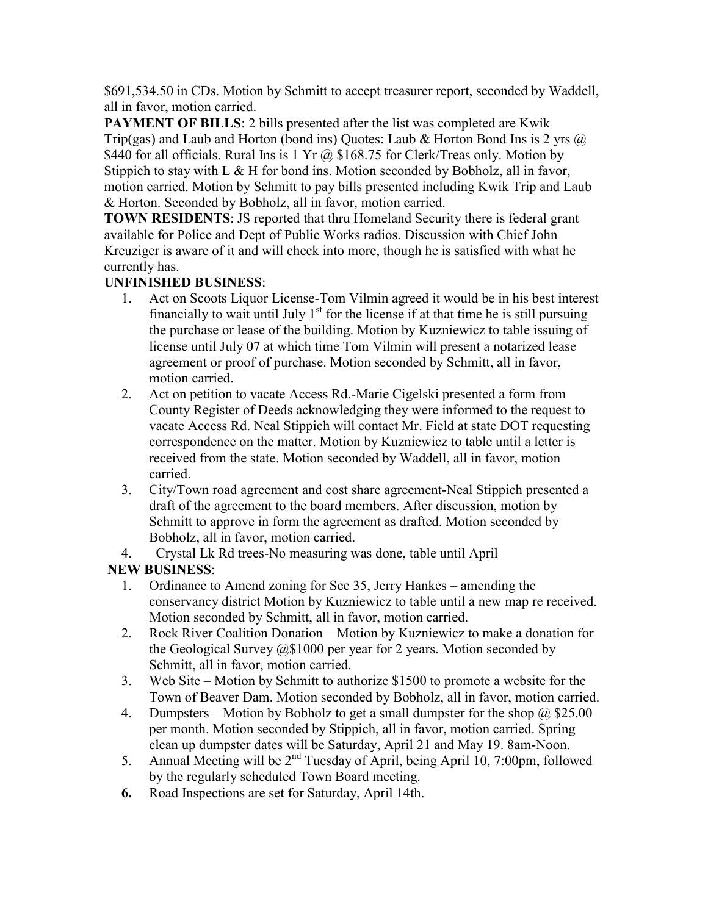$691,534.50 in CDs. Motion by Schmitt to accept treasurer report, seconded by Waddell, all in favor, motion carried.

**PAYMENT OF BILLS**: 2 bills presented after the list was completed are Kwik Trip(gas) and Laub and Horton (bond ins) Quotes: Laub & Horton Bond Ins is 2 yrs @ $440 for all officials. Rural Ins is 1 Yr @ $168.75 for Clerk/Treas only. Motion by Stippich to stay with L & H for bond ins. Motion seconded by Bobholz, all in favor, motion carried. Motion by Schmitt to pay bills presented including Kwik Trip and Laub & Horton. Seconded by Bobholz, all in favor, motion carried.

**TOWN RESIDENTS**: JS reported that thru Homeland Security there is federal grant available for Police and Dept of Public Works radios. Discussion with Chief John Kreuziger is aware of it and will check into more, though he is satisfied with what he currently has.

**UNFINISHED BUSINESS**:

1. Act on Scoots Liquor License-Tom Vilmin agreed it would be in his best interest financially to wait until July 1st for the license if at that time he is still pursuing the purchase or lease of the building. Motion by Kuzniewicz to table issuing of license until July 07 at which time Tom Vilmin will present a notarized lease agreement or proof of purchase. Motion seconded by Schmitt, all in favor, motion carried.
2. Act on petition to vacate Access Rd.-Marie Cigelski presented a form from County Register of Deeds acknowledging they were informed to the request to vacate Access Rd. Neal Stippich will contact Mr. Field at state DOT requesting correspondence on the matter. Motion by Kuzniewicz to table until a letter is received from the state. Motion seconded by Waddell, all in favor, motion carried.
3. City/Town road agreement and cost share agreement-Neal Stippich presented a draft of the agreement to the board members. After discussion, motion by Schmitt to approve in form the agreement as drafted. Motion seconded by Bobholz, all in favor, motion carried.
4. Crystal Lk Rd trees-No measuring was done, table until April

**NEW BUSINESS**:

1. Ordinance to Amend zoning for Sec 35, Jerry Hankes – amending the conservancy district Motion by Kuzniewicz to table until a new map re received. Motion seconded by Schmitt, all in favor, motion carried.
2. Rock River Coalition Donation – Motion by Kuzniewicz to make a donation for the Geological Survey @$1000 per year for 2 years. Motion seconded by Schmitt, all in favor, motion carried.
3. Web Site – Motion by Schmitt to authorize $1500 to promote a website for the Town of Beaver Dam. Motion seconded by Bobholz, all in favor, motion carried.
4. Dumpsters – Motion by Bobholz to get a small dumpster for the shop @ $25.00 per month. Motion seconded by Stippich, all in favor, motion carried. Spring clean up dumpster dates will be Saturday, April 21 and May 19. 8am-Noon.
5. Annual Meeting will be 2nd Tuesday of April, being April 10, 7:00pm, followed by the regularly scheduled Town Board meeting.
6. Road Inspections are set for Saturday, April 14th.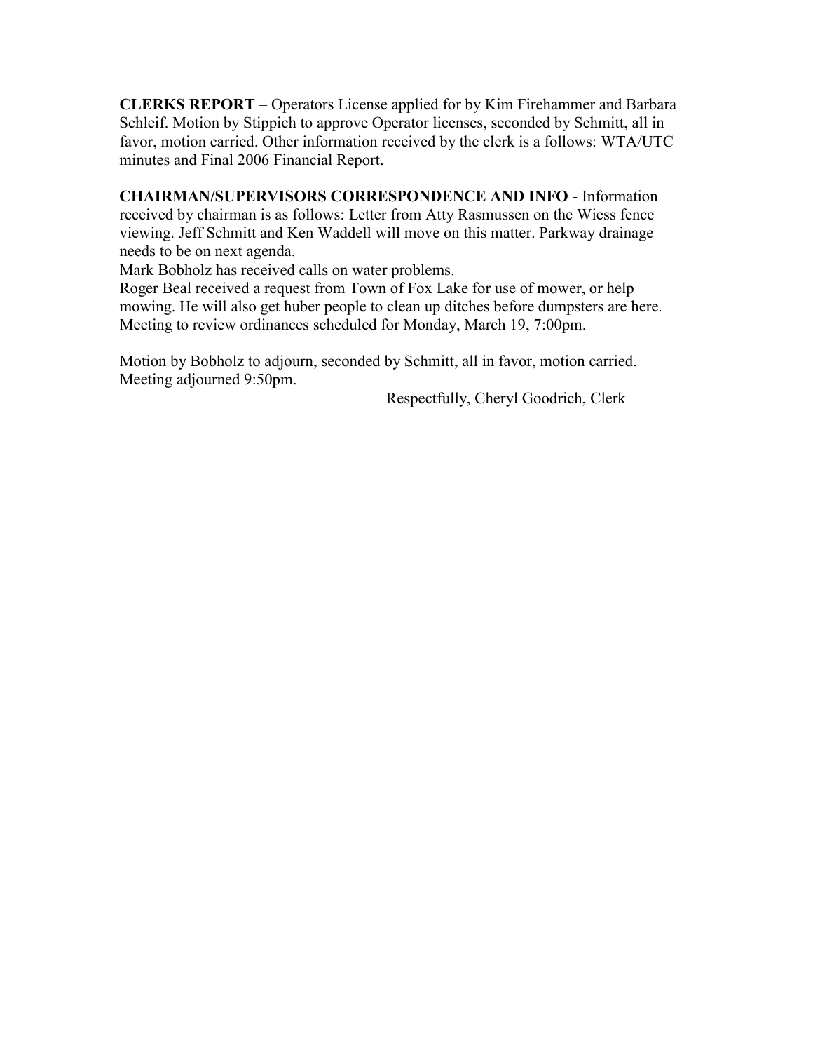**CLERKS REPORT** – Operators License applied for by Kim Firehammer and Barbara Schleif. Motion by Stippich to approve Operator licenses, seconded by Schmitt, all in favor, motion carried. Other information received by the clerk is a follows: WTA/UTC minutes and Final 2006 Financial Report.

**CHAIRMAN/SUPERVISORS CORRESPONDENCE AND INFO** - Information received by chairman is as follows: Letter from Atty Rasmussen on the Wiess fence viewing. Jeff Schmitt and Ken Waddell will move on this matter. Parkway drainage needs to be on next agenda.
Mark Bobholz has received calls on water problems.
Roger Beal received a request from Town of Fox Lake for use of mower, or help mowing. He will also get huber people to clean up ditches before dumpsters are here.
Meeting to review ordinances scheduled for Monday, March 19, 7:00pm.

Motion by Bobholz to adjourn, seconded by Schmitt, all in favor, motion carried.
Meeting adjourned 9:50pm.

Respectfully, Cheryl Goodrich, Clerk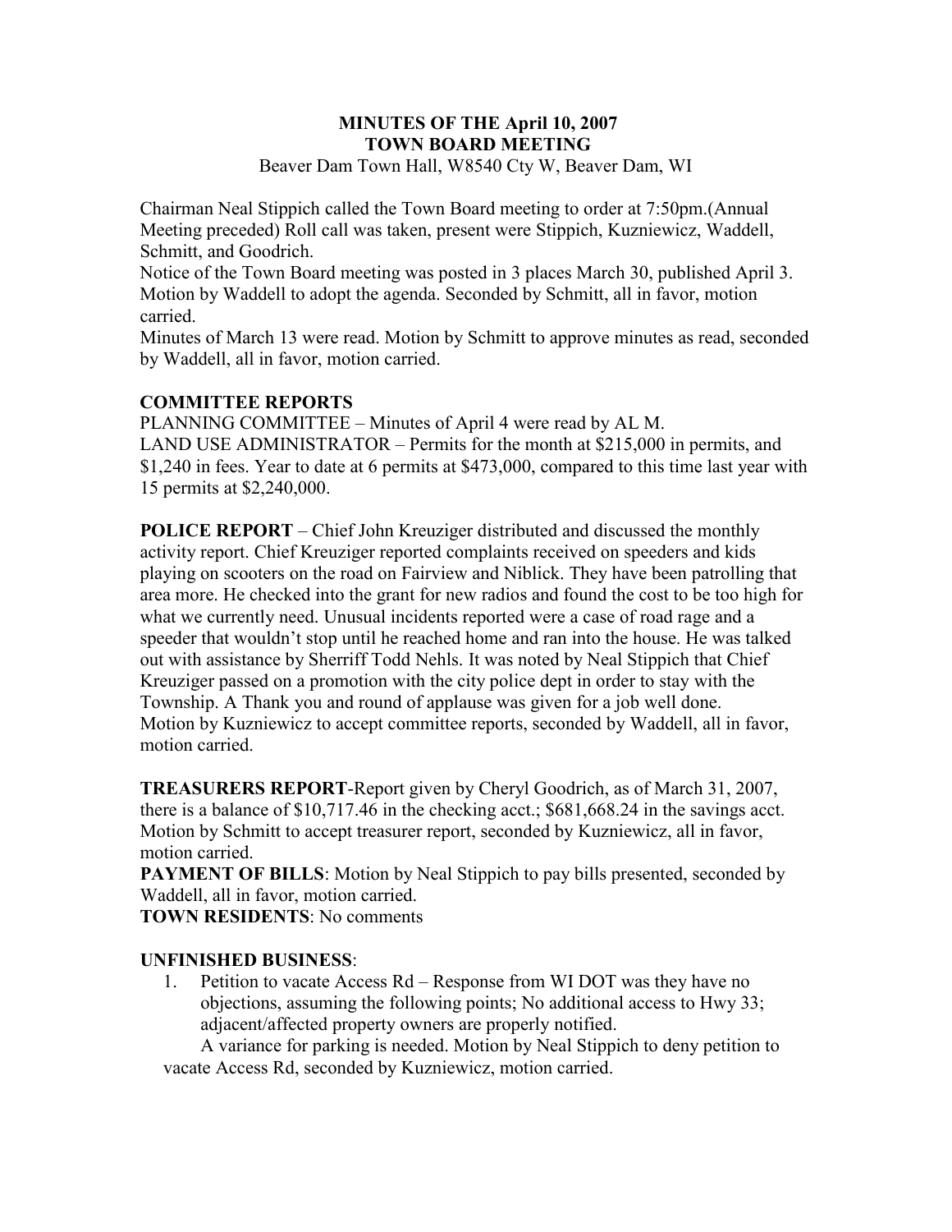**MINUTES OF THE April 10, 2007**
**TOWN BOARD MEETING**

Beaver Dam Town Hall, W8540 Cty W, Beaver Dam, WI

Chairman Neal Stippich called the Town Board meeting to order at 7:50pm.(Annual Meeting preceded) Roll call was taken, present were Stippich, Kuzniewicz, Waddell, Schmitt, and Goodrich.
Notice of the Town Board meeting was posted in 3 places March 30, published April 3.
Motion by Waddell to adopt the agenda. Seconded by Schmitt, all in favor, motion carried.
Minutes of March 13 were read. Motion by Schmitt to approve minutes as read, seconded by Waddell, all in favor, motion carried.

**COMMITTEE REPORTS**

PLANNING COMMITTEE – Minutes of April 4 were read by AL M.
LAND USE ADMINISTRATOR – Permits for the month at $215,000 in permits, and $1,240 in fees. Year to date at 6 permits at $473,000, compared to this time last year with 15 permits at $2,240,000.

**POLICE REPORT** – Chief John Kreuziger distributed and discussed the monthly activity report. Chief Kreuziger reported complaints received on speeders and kids playing on scooters on the road on Fairview and Niblick. They have been patrolling that area more. He checked into the grant for new radios and found the cost to be too high for what we currently need. Unusual incidents reported were a case of road rage and a speeder that wouldn't stop until he reached home and ran into the house. He was talked out with assistance by Sherriff Todd Nehls. It was noted by Neal Stippich that Chief Kreuziger passed on a promotion with the city police dept in order to stay with the Township. A Thank you and round of applause was given for a job well done.
Motion by Kuzniewicz to accept committee reports, seconded by Waddell, all in favor, motion carried.

**TREASURERS REPORT**-Report given by Cheryl Goodrich, as of March 31, 2007, there is a balance of $10,717.46 in the checking acct.; $681,668.24 in the savings acct.
Motion by Schmitt to accept treasurer report, seconded by Kuzniewicz, all in favor, motion carried.
**PAYMENT OF BILLS**: Motion by Neal Stippich to pay bills presented, seconded by Waddell, all in favor, motion carried.
**TOWN RESIDENTS**: No comments

**UNFINISHED BUSINESS**:

1. Petition to vacate Access Rd – Response from WI DOT was they have no objections, assuming the following points; No additional access to Hwy 33; adjacent/affected property owners are properly notified.
   A variance for parking is needed. Motion by Neal Stippich to deny petition to vacate Access Rd, seconded by Kuzniewicz, motion carried.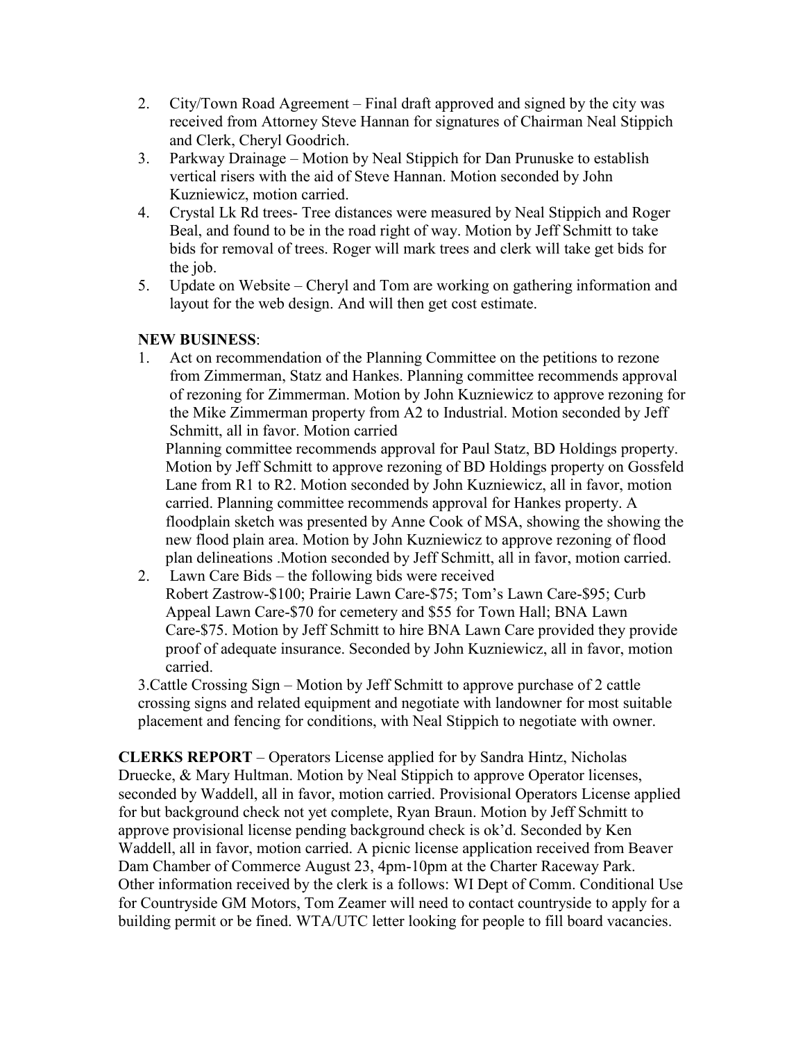2. City/Town Road Agreement – Final draft approved and signed by the city was received from Attorney Steve Hannan for signatures of Chairman Neal Stippich and Clerk, Cheryl Goodrich.
3. Parkway Drainage – Motion by Neal Stippich for Dan Prunuske to establish vertical risers with the aid of Steve Hannan. Motion seconded by John Kuzniewicz, motion carried.
4. Crystal Lk Rd trees- Tree distances were measured by Neal Stippich and Roger Beal, and found to be in the road right of way. Motion by Jeff Schmitt to take bids for removal of trees. Roger will mark trees and clerk will take get bids for the job.
5. Update on Website – Cheryl and Tom are working on gathering information and layout for the web design. And will then get cost estimate.

**NEW BUSINESS**:

1. Act on recommendation of the Planning Committee on the petitions to rezone from Zimmerman, Statz and Hankes. Planning committee recommends approval of rezoning for Zimmerman. Motion by John Kuzniewicz to approve rezoning for the Mike Zimmerman property from A2 to Industrial. Motion seconded by Jeff Schmitt, all in favor. Motion carried
   Planning committee recommends approval for Paul Statz, BD Holdings property. Motion by Jeff Schmitt to approve rezoning of BD Holdings property on Gossfeld Lane from R1 to R2. Motion seconded by John Kuzniewicz, all in favor, motion carried. Planning committee recommends approval for Hankes property. A floodplain sketch was presented by Anne Cook of MSA, showing the showing the new flood plain area. Motion by John Kuzniewicz to approve rezoning of flood plan delineations .Motion seconded by Jeff Schmitt, all in favor, motion carried.
2. Lawn Care Bids – the following bids were received
   Robert Zastrow-$100; Prairie Lawn Care-$75; Tom's Lawn Care-$95; Curb Appeal Lawn Care-$70 for cemetery and $55 for Town Hall; BNA Lawn Care-$75. Motion by Jeff Schmitt to hire BNA Lawn Care provided they provide proof of adequate insurance. Seconded by John Kuzniewicz, all in favor, motion carried.

3.Cattle Crossing Sign – Motion by Jeff Schmitt to approve purchase of 2 cattle crossing signs and related equipment and negotiate with landowner for most suitable placement and fencing for conditions, with Neal Stippich to negotiate with owner.

**CLERKS REPORT** – Operators License applied for by Sandra Hintz, Nicholas Druecke, & Mary Hultman. Motion by Neal Stippich to approve Operator licenses, seconded by Waddell, all in favor, motion carried. Provisional Operators License applied for but background check not yet complete, Ryan Braun. Motion by Jeff Schmitt to approve provisional license pending background check is ok'd. Seconded by Ken Waddell, all in favor, motion carried. A picnic license application received from Beaver Dam Chamber of Commerce August 23, 4pm-10pm at the Charter Raceway Park. Other information received by the clerk is a follows: WI Dept of Comm. Conditional Use for Countryside GM Motors, Tom Zeamer will need to contact countryside to apply for a building permit or be fined. WTA/UTC letter looking for people to fill board vacancies.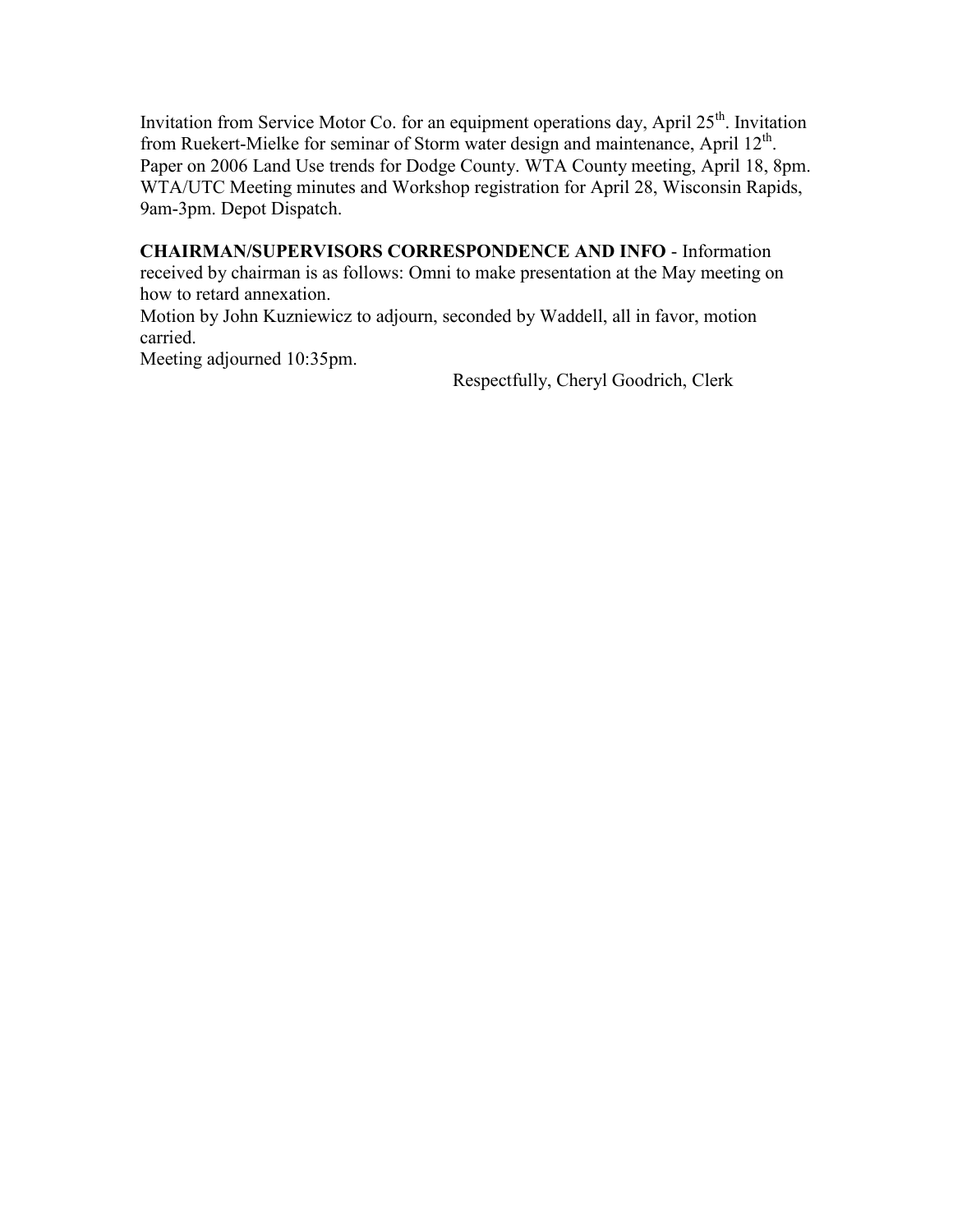Invitation from Service Motor Co. for an equipment operations day, April 25th. Invitation from Ruekert-Mielke for seminar of Storm water design and maintenance, April 12th. Paper on 2006 Land Use trends for Dodge County. WTA County meeting, April 18, 8pm. WTA/UTC Meeting minutes and Workshop registration for April 28, Wisconsin Rapids, 9am-3pm. Depot Dispatch.

**CHAIRMAN/SUPERVISORS CORRESPONDENCE AND INFO** - Information received by chairman is as follows: Omni to make presentation at the May meeting on how to retard annexation.

Motion by John Kuzniewicz to adjourn, seconded by Waddell, all in favor, motion carried.

Meeting adjourned 10:35pm.

Respectfully, Cheryl Goodrich, Clerk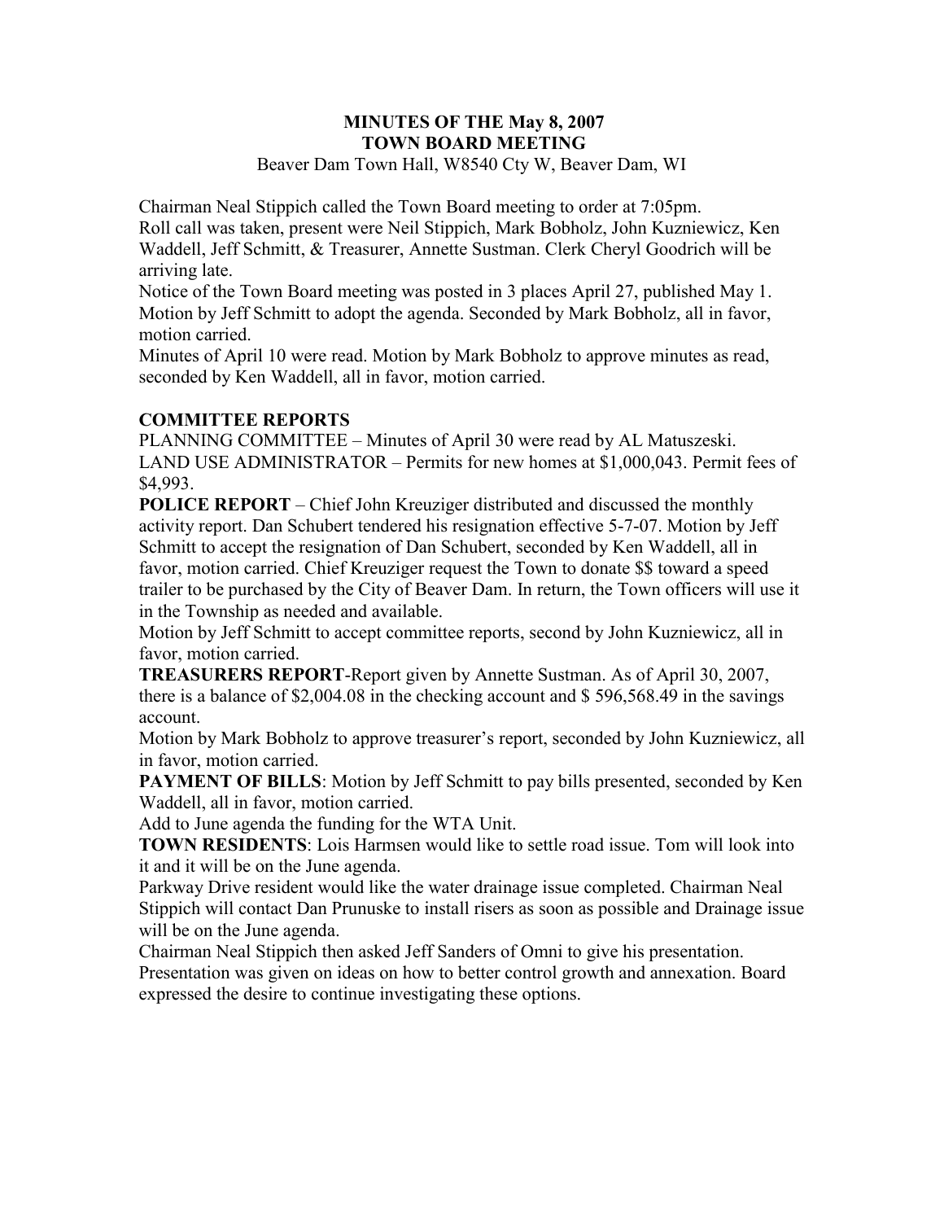# MINUTES OF THE May 8, 2007
# TOWN BOARD MEETING

Beaver Dam Town Hall, W8540 Cty W, Beaver Dam, WI

Chairman Neal Stippich called the Town Board meeting to order at 7:05pm.
Roll call was taken, present were Neil Stippich, Mark Bobholz, John Kuzniewicz, Ken Waddell, Jeff Schmitt, & Treasurer, Annette Sustman. Clerk Cheryl Goodrich will be arriving late.
Notice of the Town Board meeting was posted in 3 places April 27, published May 1.
Motion by Jeff Schmitt to adopt the agenda. Seconded by Mark Bobholz, all in favor, motion carried.
Minutes of April 10 were read. Motion by Mark Bobholz to approve minutes as read, seconded by Ken Waddell, all in favor, motion carried.

**COMMITTEE REPORTS**

PLANNING COMMITTEE – Minutes of April 30 were read by AL Matuszeski.
LAND USE ADMINISTRATOR – Permits for new homes at $1,000,043. Permit fees of $4,993.

**POLICE REPORT** – Chief John Kreuziger distributed and discussed the monthly activity report. Dan Schubert tendered his resignation effective 5-7-07. Motion by Jeff Schmitt to accept the resignation of Dan Schubert, seconded by Ken Waddell, all in favor, motion carried. Chief Kreuziger request the Town to donate $$ toward a speed trailer to be purchased by the City of Beaver Dam. In return, the Town officers will use it in the Township as needed and available.
Motion by Jeff Schmitt to accept committee reports, second by John Kuzniewicz, all in favor, motion carried.

**TREASURERS REPORT**-Report given by Annette Sustman. As of April 30, 2007, there is a balance of $2,004.08 in the checking account and $ 596,568.49 in the savings account.
Motion by Mark Bobholz to approve treasurer's report, seconded by John Kuzniewicz, all in favor, motion carried.

**PAYMENT OF BILLS**: Motion by Jeff Schmitt to pay bills presented, seconded by Ken Waddell, all in favor, motion carried.
Add to June agenda the funding for the WTA Unit.

**TOWN RESIDENTS**: Lois Harmsen would like to settle road issue. Tom will look into it and it will be on the June agenda.
Parkway Drive resident would like the water drainage issue completed. Chairman Neal Stippich will contact Dan Prunuske to install risers as soon as possible and Drainage issue will be on the June agenda.
Chairman Neal Stippich then asked Jeff Sanders of Omni to give his presentation. Presentation was given on ideas on how to better control growth and annexation. Board expressed the desire to continue investigating these options.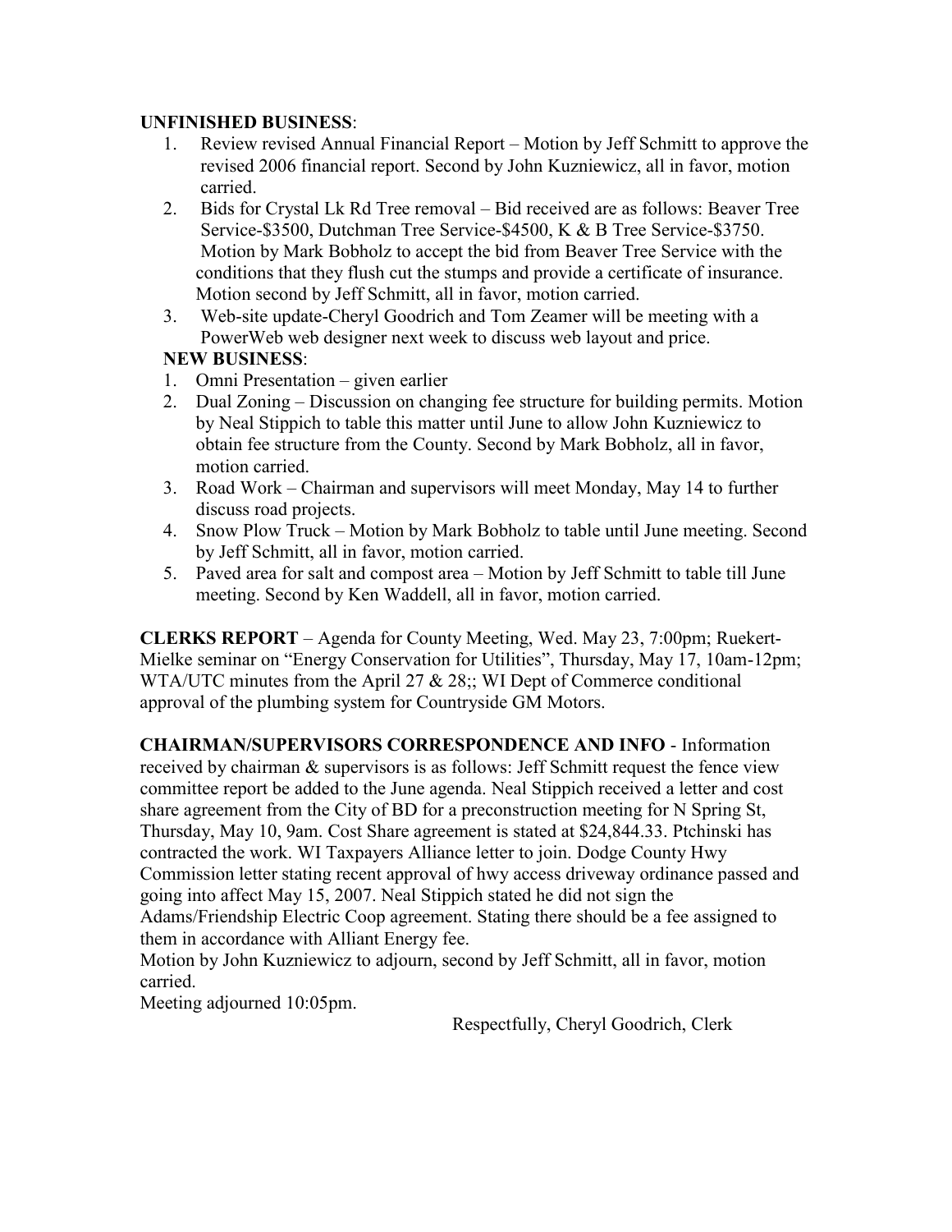**UNFINISHED BUSINESS**:

1. Review revised Annual Financial Report – Motion by Jeff Schmitt to approve the revised 2006 financial report. Second by John Kuzniewicz, all in favor, motion carried.
2. Bids for Crystal Lk Rd Tree removal – Bid received are as follows: Beaver Tree Service-$3500, Dutchman Tree Service-$4500, K & B Tree Service-$3750. Motion by Mark Bobholz to accept the bid from Beaver Tree Service with the conditions that they flush cut the stumps and provide a certificate of insurance. Motion second by Jeff Schmitt, all in favor, motion carried.
3. Web-site update-Cheryl Goodrich and Tom Zeamer will be meeting with a PowerWeb web designer next week to discuss web layout and price.

**NEW BUSINESS**:

1. Omni Presentation – given earlier
2. Dual Zoning – Discussion on changing fee structure for building permits. Motion by Neal Stippich to table this matter until June to allow John Kuzniewicz to obtain fee structure from the County. Second by Mark Bobholz, all in favor, motion carried.
3. Road Work – Chairman and supervisors will meet Monday, May 14 to further discuss road projects.
4. Snow Plow Truck – Motion by Mark Bobholz to table until June meeting. Second by Jeff Schmitt, all in favor, motion carried.
5. Paved area for salt and compost area – Motion by Jeff Schmitt to table till June meeting. Second by Ken Waddell, all in favor, motion carried.

**CLERKS REPORT** – Agenda for County Meeting, Wed. May 23, 7:00pm; Ruekert-Mielke seminar on "Energy Conservation for Utilities", Thursday, May 17, 10am-12pm; WTA/UTC minutes from the April 27 & 28;; WI Dept of Commerce conditional approval of the plumbing system for Countryside GM Motors.

**CHAIRMAN/SUPERVISORS CORRESPONDENCE AND INFO** - Information received by chairman & supervisors is as follows: Jeff Schmitt request the fence view committee report be added to the June agenda. Neal Stippich received a letter and cost share agreement from the City of BD for a preconstruction meeting for N Spring St, Thursday, May 10, 9am. Cost Share agreement is stated at $24,844.33. Ptchinski has contracted the work. WI Taxpayers Alliance letter to join. Dodge County Hwy Commission letter stating recent approval of hwy access driveway ordinance passed and going into affect May 15, 2007. Neal Stippich stated he did not sign the Adams/Friendship Electric Coop agreement. Stating there should be a fee assigned to them in accordance with Alliant Energy fee.

Motion by John Kuzniewicz to adjourn, second by Jeff Schmitt, all in favor, motion carried.

Meeting adjourned 10:05pm.

Respectfully, Cheryl Goodrich, Clerk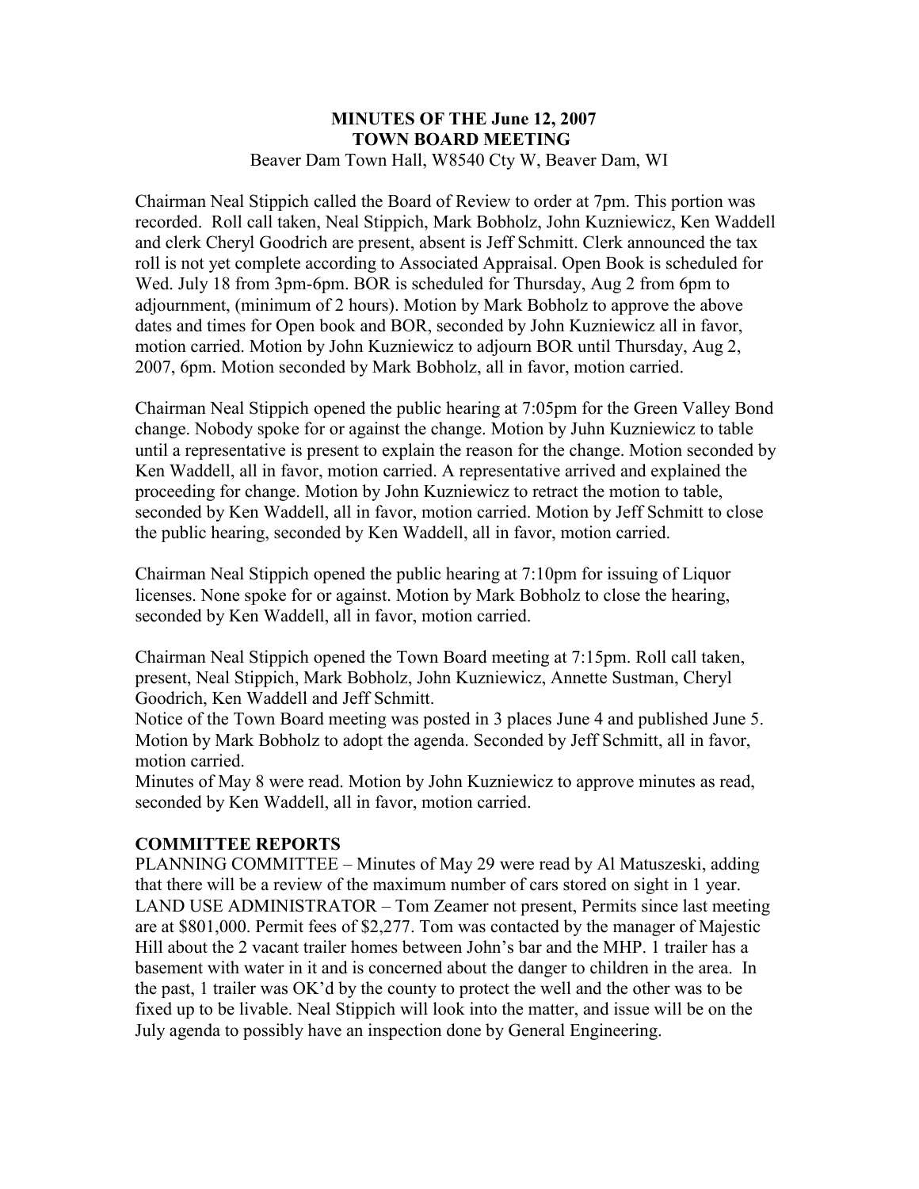# MINUTES OF THE June 12, 2007 TOWN BOARD MEETING

Beaver Dam Town Hall, W8540 Cty W, Beaver Dam, WI

Chairman Neal Stippich called the Board of Review to order at 7pm. This portion was recorded. Roll call taken, Neal Stippich, Mark Bobholz, John Kuzniewicz, Ken Waddell and clerk Cheryl Goodrich are present, absent is Jeff Schmitt. Clerk announced the tax roll is not yet complete according to Associated Appraisal. Open Book is scheduled for Wed. July 18 from 3pm-6pm. BOR is scheduled for Thursday, Aug 2 from 6pm to adjournment, (minimum of 2 hours). Motion by Mark Bobholz to approve the above dates and times for Open book and BOR, seconded by John Kuzniewicz all in favor, motion carried. Motion by John Kuzniewicz to adjourn BOR until Thursday, Aug 2, 2007, 6pm. Motion seconded by Mark Bobholz, all in favor, motion carried.

Chairman Neal Stippich opened the public hearing at 7:05pm for the Green Valley Bond change. Nobody spoke for or against the change. Motion by Juhn Kuzniewicz to table until a representative is present to explain the reason for the change. Motion seconded by Ken Waddell, all in favor, motion carried. A representative arrived and explained the proceeding for change. Motion by John Kuzniewicz to retract the motion to table, seconded by Ken Waddell, all in favor, motion carried. Motion by Jeff Schmitt to close the public hearing, seconded by Ken Waddell, all in favor, motion carried.

Chairman Neal Stippich opened the public hearing at 7:10pm for issuing of Liquor licenses. None spoke for or against. Motion by Mark Bobholz to close the hearing, seconded by Ken Waddell, all in favor, motion carried.

Chairman Neal Stippich opened the Town Board meeting at 7:15pm. Roll call taken, present, Neal Stippich, Mark Bobholz, John Kuzniewicz, Annette Sustman, Cheryl Goodrich, Ken Waddell and Jeff Schmitt.

Notice of the Town Board meeting was posted in 3 places June 4 and published June 5. Motion by Mark Bobholz to adopt the agenda. Seconded by Jeff Schmitt, all in favor, motion carried.

Minutes of May 8 were read. Motion by John Kuzniewicz to approve minutes as read, seconded by Ken Waddell, all in favor, motion carried.

## COMMITTEE REPORTS

PLANNING COMMITTEE – Minutes of May 29 were read by Al Matuszeski, adding that there will be a review of the maximum number of cars stored on sight in 1 year.

LAND USE ADMINISTRATOR – Tom Zeamer not present, Permits since last meeting are at $801,000. Permit fees of $2,277. Tom was contacted by the manager of Majestic Hill about the 2 vacant trailer homes between John's bar and the MHP. 1 trailer has a basement with water in it and is concerned about the danger to children in the area. In the past, 1 trailer was OK'd by the county to protect the well and the other was to be fixed up to be livable. Neal Stippich will look into the matter, and issue will be on the July agenda to possibly have an inspection done by General Engineering.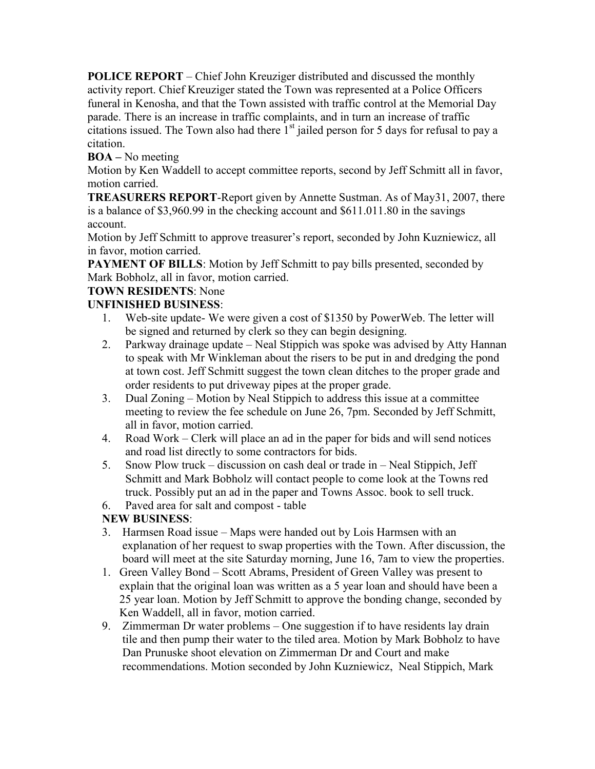**POLICE REPORT** – Chief John Kreuziger distributed and discussed the monthly activity report. Chief Kreuziger stated the Town was represented at a Police Officers funeral in Kenosha, and that the Town assisted with traffic control at the Memorial Day parade. There is an increase in traffic complaints, and in turn an increase of traffic citations issued. The Town also had there 1st jailed person for 5 days for refusal to pay a citation.

**BOA –** No meeting

Motion by Ken Waddell to accept committee reports, second by Jeff Schmitt all in favor, motion carried.

**TREASURERS REPORT**-Report given by Annette Sustman. As of May31, 2007, there is a balance of $3,960.99 in the checking account and $611.011.80 in the savings account.

Motion by Jeff Schmitt to approve treasurer's report, seconded by John Kuzniewicz, all in favor, motion carried.

**PAYMENT OF BILLS**: Motion by Jeff Schmitt to pay bills presented, seconded by Mark Bobholz, all in favor, motion carried.

**TOWN RESIDENTS**: None

**UNFINISHED BUSINESS**:

1. Web-site update- We were given a cost of $1350 by PowerWeb. The letter will be signed and returned by clerk so they can begin designing.
2. Parkway drainage update – Neal Stippich was spoke was advised by Atty Hannan to speak with Mr Winkleman about the risers to be put in and dredging the pond at town cost. Jeff Schmitt suggest the town clean ditches to the proper grade and order residents to put driveway pipes at the proper grade.
3. Dual Zoning – Motion by Neal Stippich to address this issue at a committee meeting to review the fee schedule on June 26, 7pm. Seconded by Jeff Schmitt, all in favor, motion carried.
4. Road Work – Clerk will place an ad in the paper for bids and will send notices and road list directly to some contractors for bids.
5. Snow Plow truck – discussion on cash deal or trade in – Neal Stippich, Jeff Schmitt and Mark Bobholz will contact people to come look at the Towns red truck. Possibly put an ad in the paper and Towns Assoc. book to sell truck.
6. Paved area for salt and compost - table

**NEW BUSINESS**:

3. Harmsen Road issue – Maps were handed out by Lois Harmsen with an explanation of her request to swap properties with the Town. After discussion, the board will meet at the site Saturday morning, June 16, 7am to view the properties.

1. Green Valley Bond – Scott Abrams, President of Green Valley was present to explain that the original loan was written as a 5 year loan and should have been a 25 year loan. Motion by Jeff Schmitt to approve the bonding change, seconded by Ken Waddell, all in favor, motion carried.

9. Zimmerman Dr water problems – One suggestion if to have residents lay drain tile and then pump their water to the tiled area. Motion by Mark Bobholz to have Dan Prunuske shoot elevation on Zimmerman Dr and Court and make recommendations. Motion seconded by John Kuzniewicz, Neal Stippich, Mark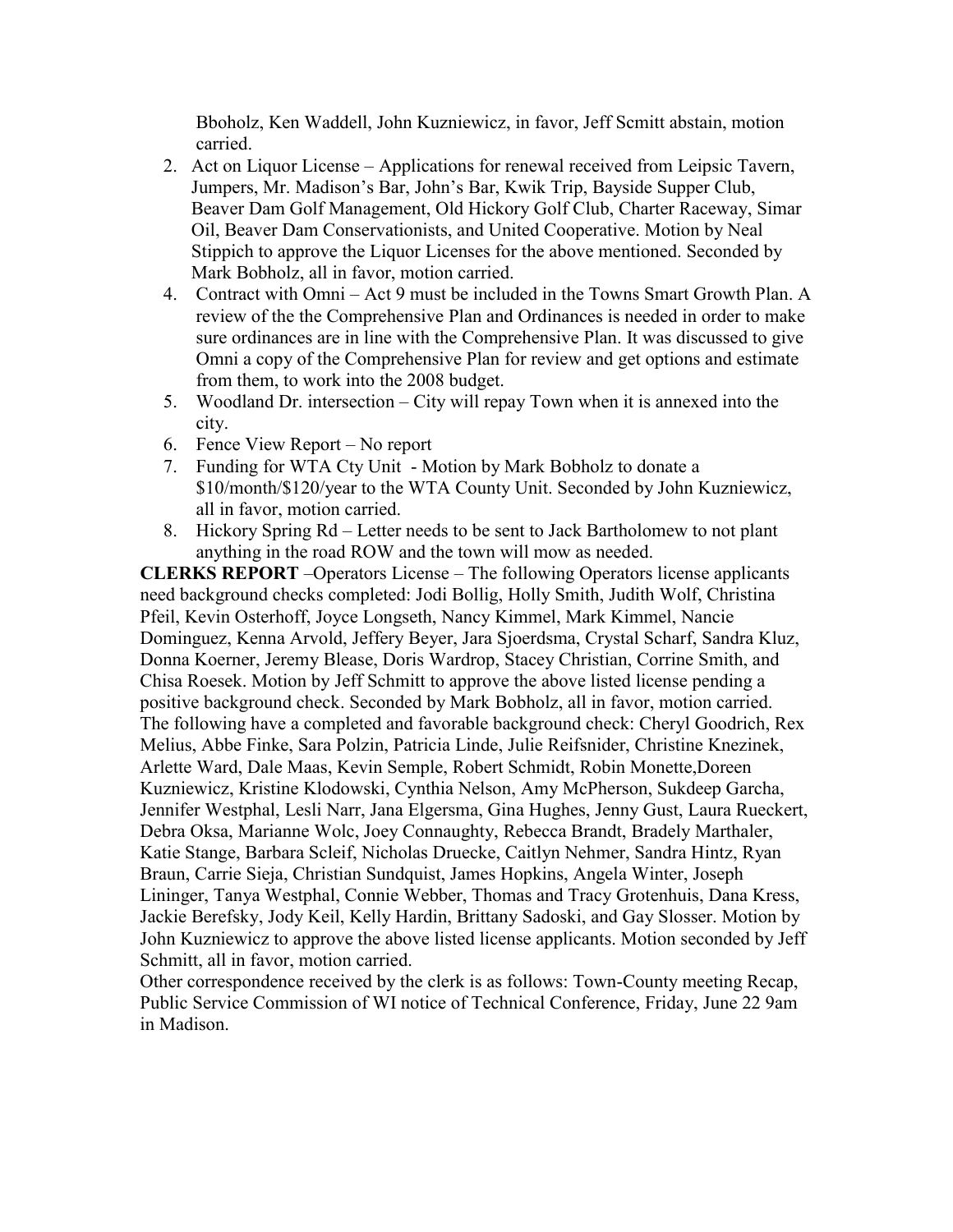Bboholz, Ken Waddell, John Kuzniewicz, in favor, Jeff Scmitt abstain, motion carried.

2. Act on Liquor License – Applications for renewal received from Leipsic Tavern, Jumpers, Mr. Madison's Bar, John's Bar, Kwik Trip, Bayside Supper Club, Beaver Dam Golf Management, Old Hickory Golf Club, Charter Raceway, Simar Oil, Beaver Dam Conservationists, and United Cooperative. Motion by Neal Stippich to approve the Liquor Licenses for the above mentioned. Seconded by Mark Bobholz, all in favor, motion carried.
4. Contract with Omni – Act 9 must be included in the Towns Smart Growth Plan. A review of the the Comprehensive Plan and Ordinances is needed in order to make sure ordinances are in line with the Comprehensive Plan. It was discussed to give Omni a copy of the Comprehensive Plan for review and get options and estimate from them, to work into the 2008 budget.
5. Woodland Dr. intersection – City will repay Town when it is annexed into the city.
6. Fence View Report – No report
7. Funding for WTA Cty Unit - Motion by Mark Bobholz to donate a $10/month/$120/year to the WTA County Unit. Seconded by John Kuzniewicz, all in favor, motion carried.
8. Hickory Spring Rd – Letter needs to be sent to Jack Bartholomew to not plant anything in the road ROW and the town will mow as needed.

**CLERKS REPORT** –Operators License – The following Operators license applicants need background checks completed: Jodi Bollig, Holly Smith, Judith Wolf, Christina Pfeil, Kevin Osterhoff, Joyce Longseth, Nancy Kimmel, Mark Kimmel, Nancie Dominguez, Kenna Arvold, Jeffery Beyer, Jara Sjoerdsma, Crystal Scharf, Sandra Kluz, Donna Koerner, Jeremy Blease, Doris Wardrop, Stacey Christian, Corrine Smith, and Chisa Roesek. Motion by Jeff Schmitt to approve the above listed license pending a positive background check. Seconded by Mark Bobholz, all in favor, motion carried. The following have a completed and favorable background check: Cheryl Goodrich, Rex Melius, Abbe Finke, Sara Polzin, Patricia Linde, Julie Reifsnider, Christine Knezinek, Arlette Ward, Dale Maas, Kevin Semple, Robert Schmidt, Robin Monette,Doreen Kuzniewicz, Kristine Klodowski, Cynthia Nelson, Amy McPherson, Sukdeep Garcha, Jennifer Westphal, Lesli Narr, Jana Elgersma, Gina Hughes, Jenny Gust, Laura Rueckert, Debra Oksa, Marianne Wolc, Joey Connaughty, Rebecca Brandt, Bradely Marthaler, Katie Stange, Barbara Scleif, Nicholas Druecke, Caitlyn Nehmer, Sandra Hintz, Ryan Braun, Carrie Sieja, Christian Sundquist, James Hopkins, Angela Winter, Joseph Lininger, Tanya Westphal, Connie Webber, Thomas and Tracy Grotenhuis, Dana Kress, Jackie Berefsky, Jody Keil, Kelly Hardin, Brittany Sadoski, and Gay Slosser. Motion by John Kuzniewicz to approve the above listed license applicants. Motion seconded by Jeff Schmitt, all in favor, motion carried.

Other correspondence received by the clerk is as follows: Town-County meeting Recap, Public Service Commission of WI notice of Technical Conference, Friday, June 22 9am in Madison.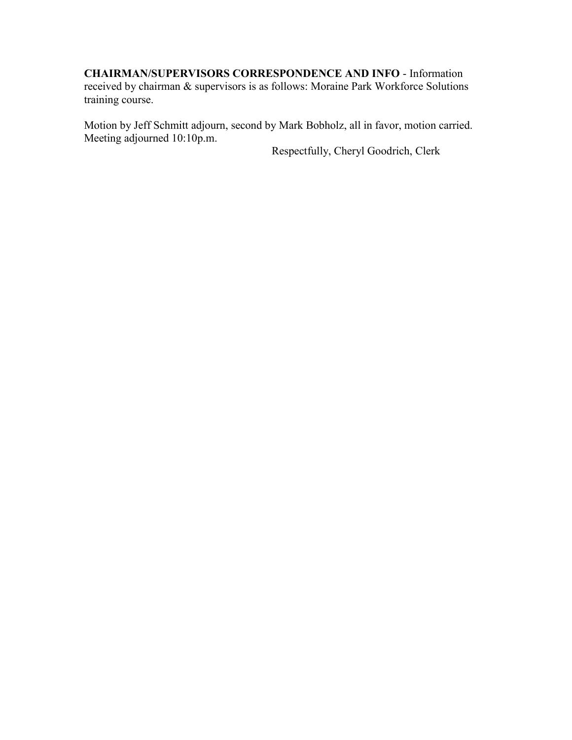**CHAIRMAN/SUPERVISORS CORRESPONDENCE AND INFO** - Information received by chairman & supervisors is as follows: Moraine Park Workforce Solutions training course.

Motion by Jeff Schmitt adjourn, second by Mark Bobholz, all in favor, motion carried. Meeting adjourned 10:10p.m.

Respectfully, Cheryl Goodrich, Clerk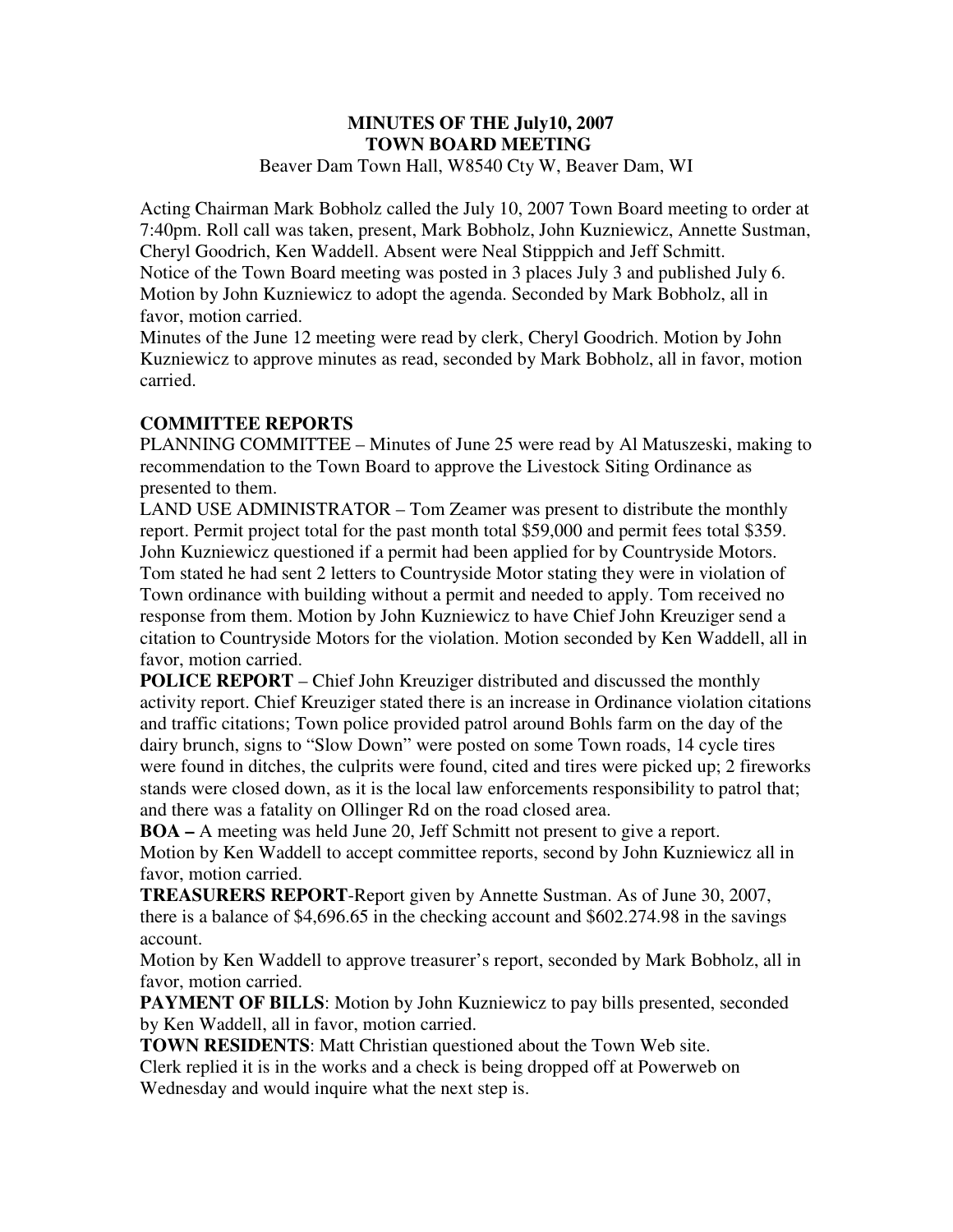**MINUTES OF THE July10, 2007**
**TOWN BOARD MEETING**

Beaver Dam Town Hall, W8540 Cty W, Beaver Dam, WI

Acting Chairman Mark Bobholz called the July 10, 2007 Town Board meeting to order at 7:40pm. Roll call was taken, present, Mark Bobholz, John Kuzniewicz, Annette Sustman, Cheryl Goodrich, Ken Waddell. Absent were Neal Stipppich and Jeff Schmitt.
Notice of the Town Board meeting was posted in 3 places July 3 and published July 6.
Motion by John Kuzniewicz to adopt the agenda. Seconded by Mark Bobholz, all in favor, motion carried.
Minutes of the June 12 meeting were read by clerk, Cheryl Goodrich. Motion by John Kuzniewicz to approve minutes as read, seconded by Mark Bobholz, all in favor, motion carried.

**COMMITTEE REPORTS**

PLANNING COMMITTEE – Minutes of June 25 were read by Al Matuszeski, making to recommendation to the Town Board to approve the Livestock Siting Ordinance as presented to them.
LAND USE ADMINISTRATOR – Tom Zeamer was present to distribute the monthly report. Permit project total for the past month total $59,000 and permit fees total $359. John Kuzniewicz questioned if a permit had been applied for by Countryside Motors. Tom stated he had sent 2 letters to Countryside Motor stating they were in violation of Town ordinance with building without a permit and needed to apply. Tom received no response from them. Motion by John Kuzniewicz to have Chief John Kreuziger send a citation to Countryside Motors for the violation. Motion seconded by Ken Waddell, all in favor, motion carried.
**POLICE REPORT** – Chief John Kreuziger distributed and discussed the monthly activity report. Chief Kreuziger stated there is an increase in Ordinance violation citations and traffic citations; Town police provided patrol around Bohls farm on the day of the dairy brunch, signs to "Slow Down" were posted on some Town roads, 14 cycle tires were found in ditches, the culprits were found, cited and tires were picked up; 2 fireworks stands were closed down, as it is the local law enforcements responsibility to patrol that; and there was a fatality on Ollinger Rd on the road closed area.
**BOA –** A meeting was held June 20, Jeff Schmitt not present to give a report.
Motion by Ken Waddell to accept committee reports, second by John Kuzniewicz all in favor, motion carried.
**TREASURERS REPORT**-Report given by Annette Sustman. As of June 30, 2007, there is a balance of $4,696.65 in the checking account and $602.274.98 in the savings account.
Motion by Ken Waddell to approve treasurer's report, seconded by Mark Bobholz, all in favor, motion carried.
**PAYMENT OF BILLS**: Motion by John Kuzniewicz to pay bills presented, seconded by Ken Waddell, all in favor, motion carried.
**TOWN RESIDENTS**: Matt Christian questioned about the Town Web site.
Clerk replied it is in the works and a check is being dropped off at Powerweb on Wednesday and would inquire what the next step is.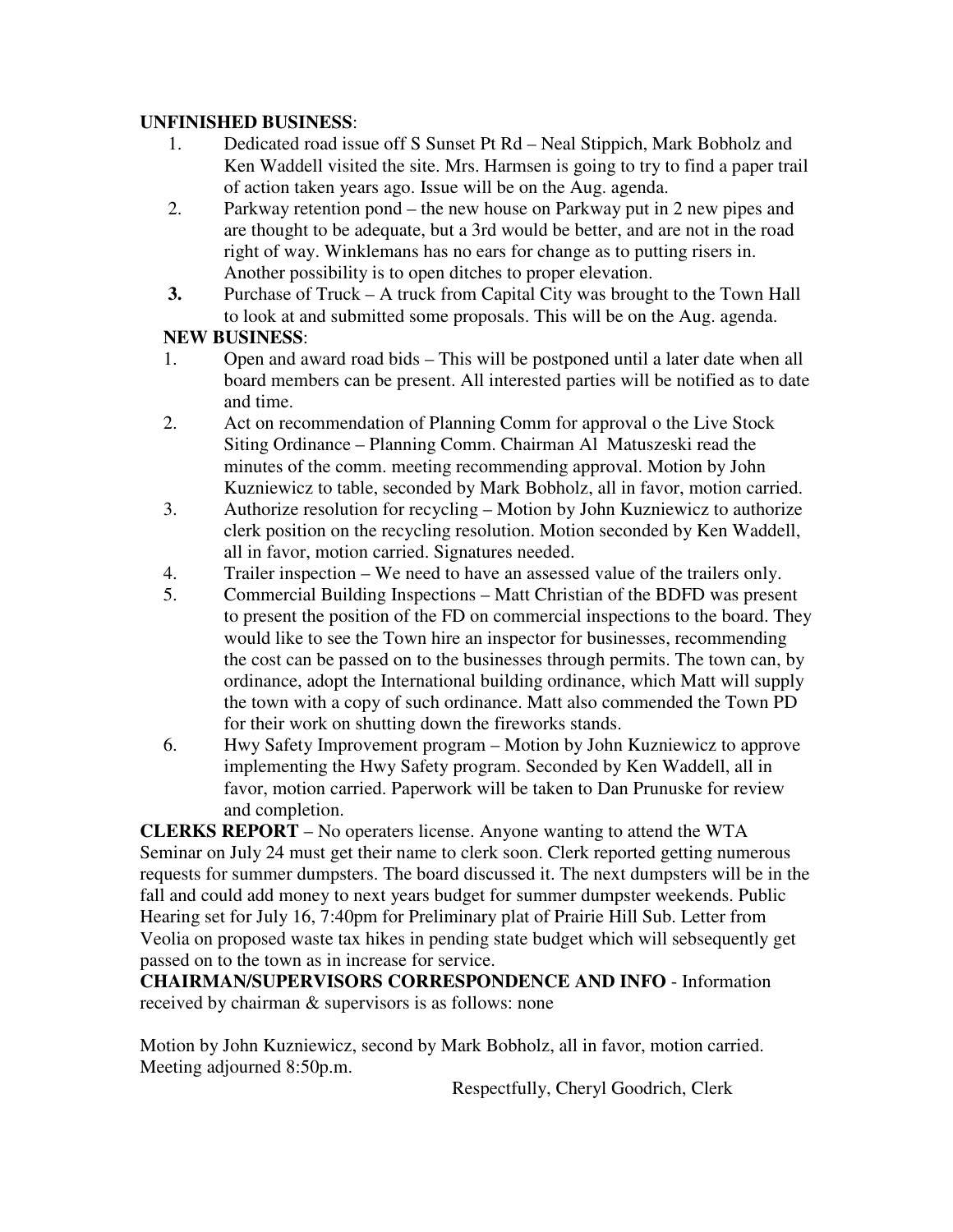**UNFINISHED BUSINESS**:

1. Dedicated road issue off S Sunset Pt Rd – Neal Stippich, Mark Bobholz and Ken Waddell visited the site. Mrs. Harmsen is going to try to find a paper trail of action taken years ago. Issue will be on the Aug. agenda.
2. Parkway retention pond – the new house on Parkway put in 2 new pipes and are thought to be adequate, but a 3rd would be better, and are not in the road right of way. Winklemans has no ears for change as to putting risers in. Another possibility is to open ditches to proper elevation.
3. Purchase of Truck – A truck from Capital City was brought to the Town Hall to look at and submitted some proposals. This will be on the Aug. agenda.

**NEW BUSINESS**:

1. Open and award road bids – This will be postponed until a later date when all board members can be present. All interested parties will be notified as to date and time.
2. Act on recommendation of Planning Comm for approval o the Live Stock Siting Ordinance – Planning Comm. Chairman Al Matuszeski read the minutes of the comm. meeting recommending approval. Motion by John Kuzniewicz to table, seconded by Mark Bobholz, all in favor, motion carried.
3. Authorize resolution for recycling – Motion by John Kuzniewicz to authorize clerk position on the recycling resolution. Motion seconded by Ken Waddell, all in favor, motion carried. Signatures needed.
4. Trailer inspection – We need to have an assessed value of the trailers only.
5. Commercial Building Inspections – Matt Christian of the BDFD was present to present the position of the FD on commercial inspections to the board. They would like to see the Town hire an inspector for businesses, recommending the cost can be passed on to the businesses through permits. The town can, by ordinance, adopt the International building ordinance, which Matt will supply the town with a copy of such ordinance. Matt also commended the Town PD for their work on shutting down the fireworks stands.
6. Hwy Safety Improvement program – Motion by John Kuzniewicz to approve implementing the Hwy Safety program. Seconded by Ken Waddell, all in favor, motion carried. Paperwork will be taken to Dan Prunuske for review and completion.

**CLERKS REPORT** – No operaters license. Anyone wanting to attend the WTA Seminar on July 24 must get their name to clerk soon. Clerk reported getting numerous requests for summer dumpsters. The board discussed it. The next dumpsters will be in the fall and could add money to next years budget for summer dumpster weekends. Public Hearing set for July 16, 7:40pm for Preliminary plat of Prairie Hill Sub. Letter from Veolia on proposed waste tax hikes in pending state budget which will sebsequently get passed on to the town as in increase for service.

**CHAIRMAN/SUPERVISORS CORRESPONDENCE AND INFO** - Information received by chairman & supervisors is as follows: none

Motion by John Kuzniewicz, second by Mark Bobholz, all in favor, motion carried. Meeting adjourned 8:50p.m.

Respectfully, Cheryl Goodrich, Clerk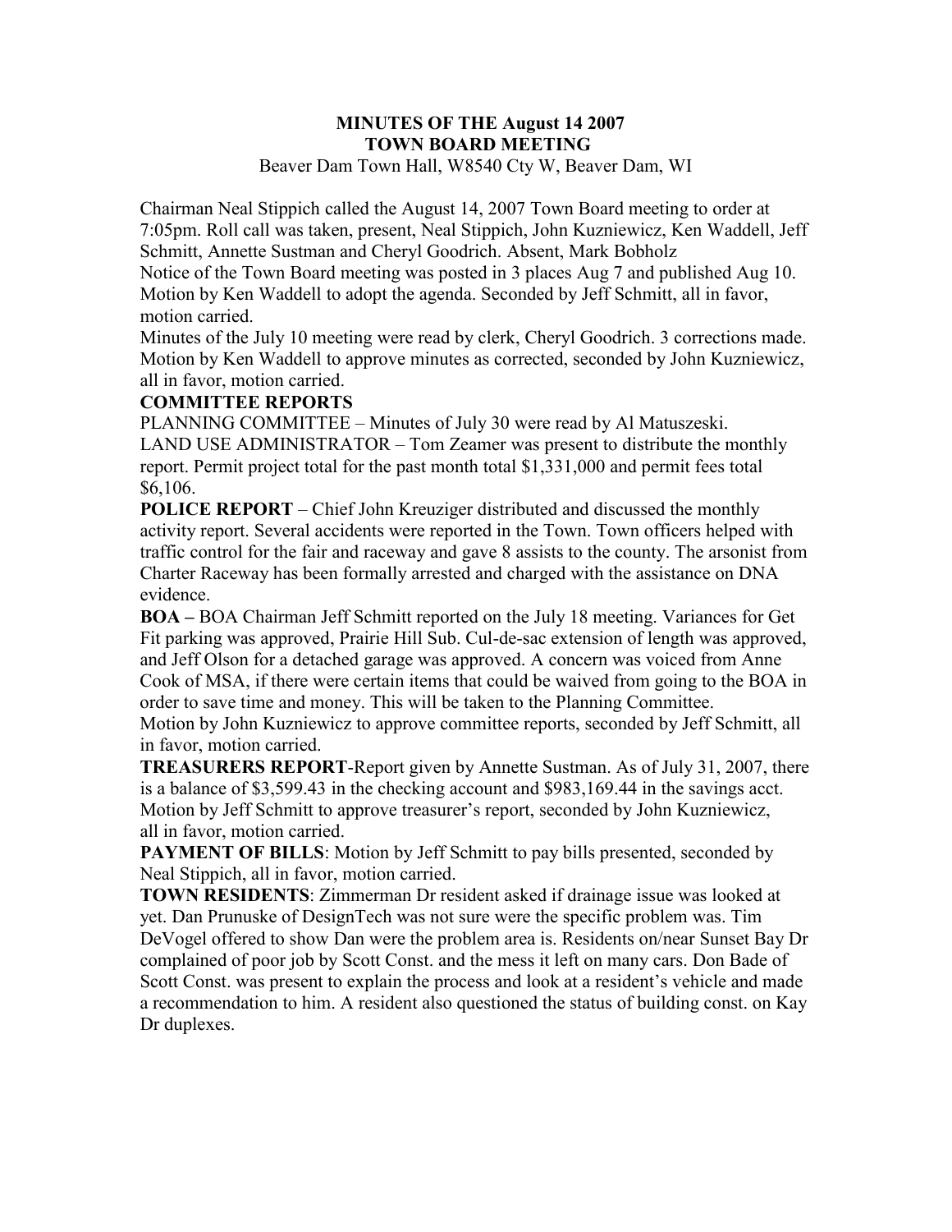# MINUTES OF THE August 14 2007
# TOWN BOARD MEETING

Beaver Dam Town Hall, W8540 Cty W, Beaver Dam, WI

Chairman Neal Stippich called the August 14, 2007 Town Board meeting to order at 7:05pm. Roll call was taken, present, Neal Stippich, John Kuzniewicz, Ken Waddell, Jeff Schmitt, Annette Sustman and Cheryl Goodrich. Absent, Mark Bobholz

Notice of the Town Board meeting was posted in 3 places Aug 7 and published Aug 10. Motion by Ken Waddell to adopt the agenda. Seconded by Jeff Schmitt, all in favor, motion carried.

Minutes of the July 10 meeting were read by clerk, Cheryl Goodrich. 3 corrections made. Motion by Ken Waddell to approve minutes as corrected, seconded by John Kuzniewicz, all in favor, motion carried.

**COMMITTEE REPORTS**

PLANNING COMMITTEE – Minutes of July 30 were read by Al Matuszeski.

LAND USE ADMINISTRATOR – Tom Zeamer was present to distribute the monthly report. Permit project total for the past month total $1,331,000 and permit fees total $6,106.

**POLICE REPORT** – Chief John Kreuziger distributed and discussed the monthly activity report. Several accidents were reported in the Town. Town officers helped with traffic control for the fair and raceway and gave 8 assists to the county. The arsonist from Charter Raceway has been formally arrested and charged with the assistance on DNA evidence.

**BOA –** BOA Chairman Jeff Schmitt reported on the July 18 meeting. Variances for Get Fit parking was approved, Prairie Hill Sub. Cul-de-sac extension of length was approved, and Jeff Olson for a detached garage was approved. A concern was voiced from Anne Cook of MSA, if there were certain items that could be waived from going to the BOA in order to save time and money. This will be taken to the Planning Committee.

Motion by John Kuzniewicz to approve committee reports, seconded by Jeff Schmitt, all in favor, motion carried.

**TREASURERS REPORT**-Report given by Annette Sustman. As of July 31, 2007, there is a balance of $3,599.43 in the checking account and $983,169.44 in the savings acct. Motion by Jeff Schmitt to approve treasurer's report, seconded by John Kuzniewicz, all in favor, motion carried.

**PAYMENT OF BILLS**: Motion by Jeff Schmitt to pay bills presented, seconded by Neal Stippich, all in favor, motion carried.

**TOWN RESIDENTS**: Zimmerman Dr resident asked if drainage issue was looked at yet. Dan Prunuske of DesignTech was not sure were the specific problem was. Tim DeVogel offered to show Dan were the problem area is. Residents on/near Sunset Bay Dr complained of poor job by Scott Const. and the mess it left on many cars. Don Bade of Scott Const. was present to explain the process and look at a resident's vehicle and made a recommendation to him. A resident also questioned the status of building const. on Kay Dr duplexes.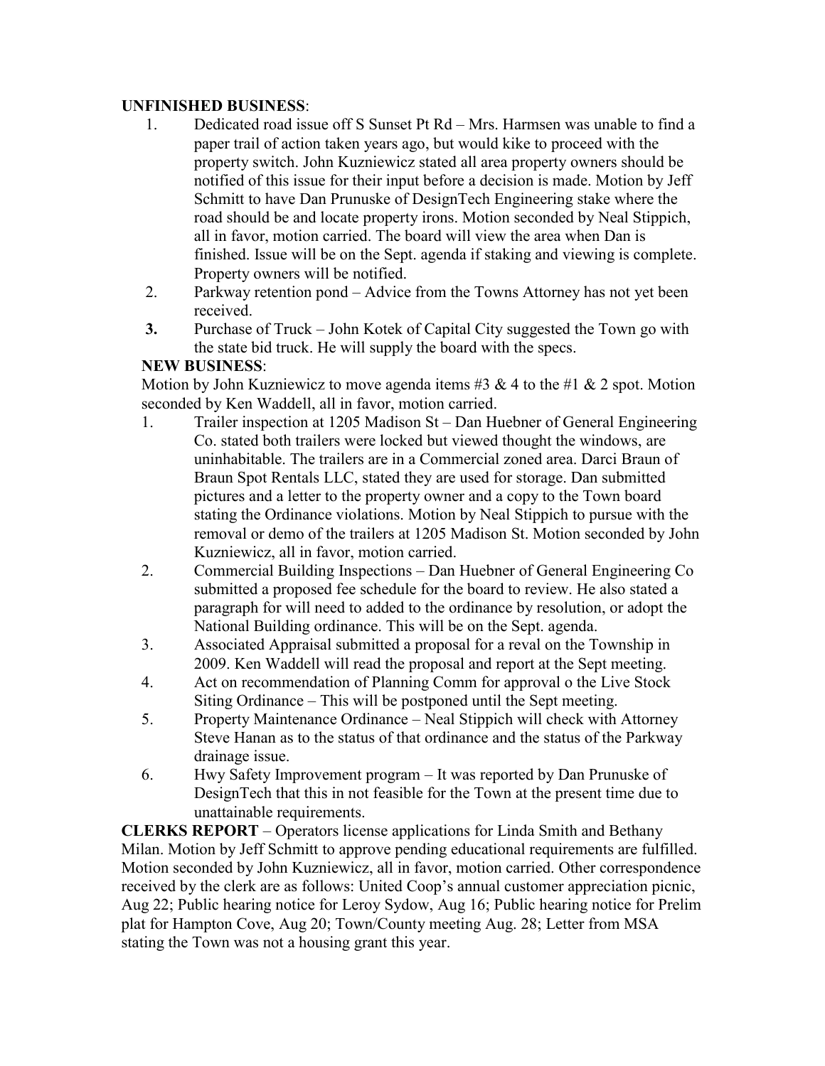**UNFINISHED BUSINESS**:

1. Dedicated road issue off S Sunset Pt Rd – Mrs. Harmsen was unable to find a paper trail of action taken years ago, but would kike to proceed with the property switch. John Kuzniewicz stated all area property owners should be notified of this issue for their input before a decision is made. Motion by Jeff Schmitt to have Dan Prunuske of DesignTech Engineering stake where the road should be and locate property irons. Motion seconded by Neal Stippich, all in favor, motion carried. The board will view the area when Dan is finished. Issue will be on the Sept. agenda if staking and viewing is complete. Property owners will be notified.
2. Parkway retention pond – Advice from the Towns Attorney has not yet been received.
3. Purchase of Truck – John Kotek of Capital City suggested the Town go with the state bid truck. He will supply the board with the specs.

**NEW BUSINESS**:

Motion by John Kuzniewicz to move agenda items #3 & 4 to the #1 & 2 spot. Motion seconded by Ken Waddell, all in favor, motion carried.

1. Trailer inspection at 1205 Madison St – Dan Huebner of General Engineering Co. stated both trailers were locked but viewed thought the windows, are uninhabitable. The trailers are in a Commercial zoned area. Darci Braun of Braun Spot Rentals LLC, stated they are used for storage. Dan submitted pictures and a letter to the property owner and a copy to the Town board stating the Ordinance violations. Motion by Neal Stippich to pursue with the removal or demo of the trailers at 1205 Madison St. Motion seconded by John Kuzniewicz, all in favor, motion carried.
2. Commercial Building Inspections – Dan Huebner of General Engineering Co submitted a proposed fee schedule for the board to review. He also stated a paragraph for will need to added to the ordinance by resolution, or adopt the National Building ordinance. This will be on the Sept. agenda.
3. Associated Appraisal submitted a proposal for a reval on the Township in 2009. Ken Waddell will read the proposal and report at the Sept meeting.
4. Act on recommendation of Planning Comm for approval o the Live Stock Siting Ordinance – This will be postponed until the Sept meeting.
5. Property Maintenance Ordinance – Neal Stippich will check with Attorney Steve Hanan as to the status of that ordinance and the status of the Parkway drainage issue.
6. Hwy Safety Improvement program – It was reported by Dan Prunuske of DesignTech that this in not feasible for the Town at the present time due to unattainable requirements.

**CLERKS REPORT** – Operators license applications for Linda Smith and Bethany Milan. Motion by Jeff Schmitt to approve pending educational requirements are fulfilled. Motion seconded by John Kuzniewicz, all in favor, motion carried. Other correspondence received by the clerk are as follows: United Coop's annual customer appreciation picnic, Aug 22; Public hearing notice for Leroy Sydow, Aug 16; Public hearing notice for Prelim plat for Hampton Cove, Aug 20; Town/County meeting Aug. 28; Letter from MSA stating the Town was not a housing grant this year.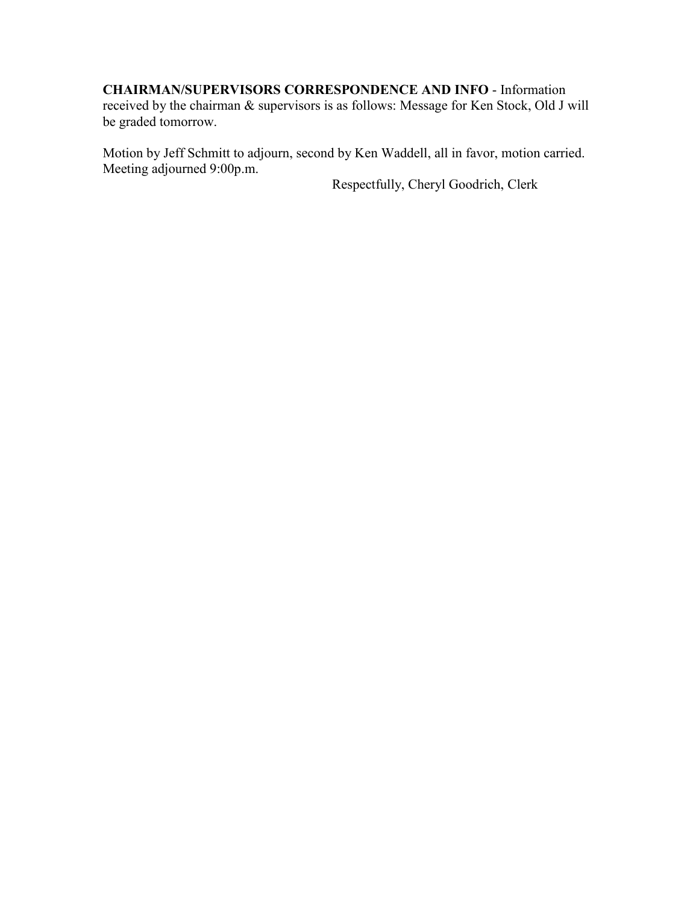**CHAIRMAN/SUPERVISORS CORRESPONDENCE AND INFO** - Information received by the chairman & supervisors is as follows: Message for Ken Stock, Old J will be graded tomorrow.

Motion by Jeff Schmitt to adjourn, second by Ken Waddell, all in favor, motion carried. Meeting adjourned 9:00p.m.

Respectfully, Cheryl Goodrich, Clerk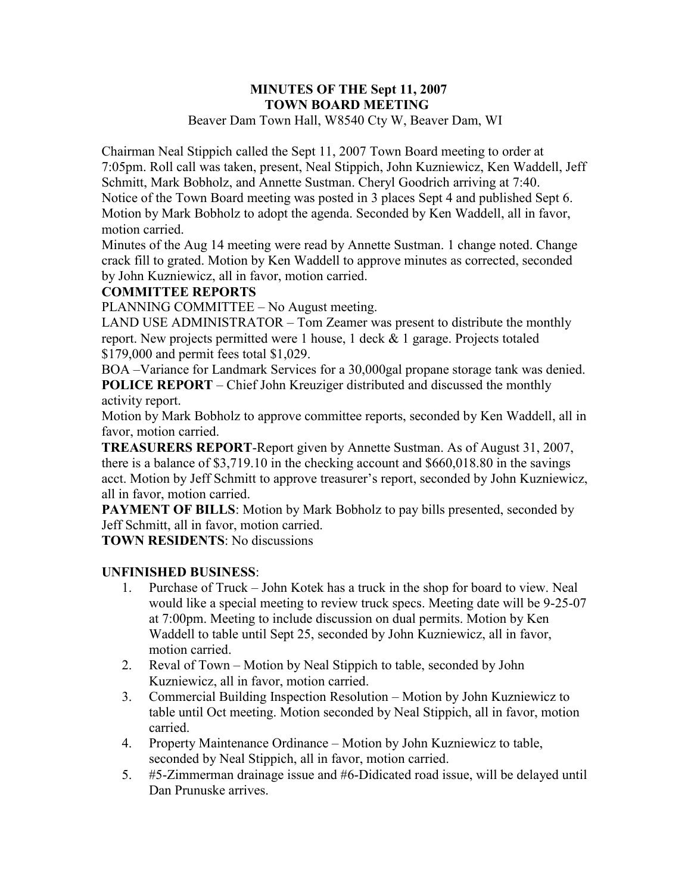# MINUTES OF THE Sept 11, 2007
# TOWN BOARD MEETING

Beaver Dam Town Hall, W8540 Cty W, Beaver Dam, WI

Chairman Neal Stippich called the Sept 11, 2007 Town Board meeting to order at 7:05pm. Roll call was taken, present, Neal Stippich, John Kuzniewicz, Ken Waddell, Jeff Schmitt, Mark Bobholz, and Annette Sustman. Cheryl Goodrich arriving at 7:40. Notice of the Town Board meeting was posted in 3 places Sept 4 and published Sept 6. Motion by Mark Bobholz to adopt the agenda. Seconded by Ken Waddell, all in favor, motion carried.

Minutes of the Aug 14 meeting were read by Annette Sustman. 1 change noted. Change crack fill to grated. Motion by Ken Waddell to approve minutes as corrected, seconded by John Kuzniewicz, all in favor, motion carried.

**COMMITTEE REPORTS**

PLANNING COMMITTEE – No August meeting.

LAND USE ADMINISTRATOR – Tom Zeamer was present to distribute the monthly report. New projects permitted were 1 house, 1 deck & 1 garage. Projects totaled $179,000 and permit fees total $1,029.

BOA –Variance for Landmark Services for a 30,000gal propane storage tank was denied.

**POLICE REPORT** – Chief John Kreuziger distributed and discussed the monthly activity report.

Motion by Mark Bobholz to approve committee reports, seconded by Ken Waddell, all in favor, motion carried.

**TREASURERS REPORT**-Report given by Annette Sustman. As of August 31, 2007, there is a balance of $3,719.10 in the checking account and $660,018.80 in the savings acct. Motion by Jeff Schmitt to approve treasurer's report, seconded by John Kuzniewicz, all in favor, motion carried.

**PAYMENT OF BILLS**: Motion by Mark Bobholz to pay bills presented, seconded by Jeff Schmitt, all in favor, motion carried.

**TOWN RESIDENTS**: No discussions

**UNFINISHED BUSINESS**:

1. Purchase of Truck – John Kotek has a truck in the shop for board to view. Neal would like a special meeting to review truck specs. Meeting date will be 9-25-07 at 7:00pm. Meeting to include discussion on dual permits. Motion by Ken Waddell to table until Sept 25, seconded by John Kuzniewicz, all in favor, motion carried.
2. Reval of Town – Motion by Neal Stippich to table, seconded by John Kuzniewicz, all in favor, motion carried.
3. Commercial Building Inspection Resolution – Motion by John Kuzniewicz to table until Oct meeting. Motion seconded by Neal Stippich, all in favor, motion carried.
4. Property Maintenance Ordinance – Motion by John Kuzniewicz to table, seconded by Neal Stippich, all in favor, motion carried.
5. #5-Zimmerman drainage issue and #6-Didicated road issue, will be delayed until Dan Prunuske arrives.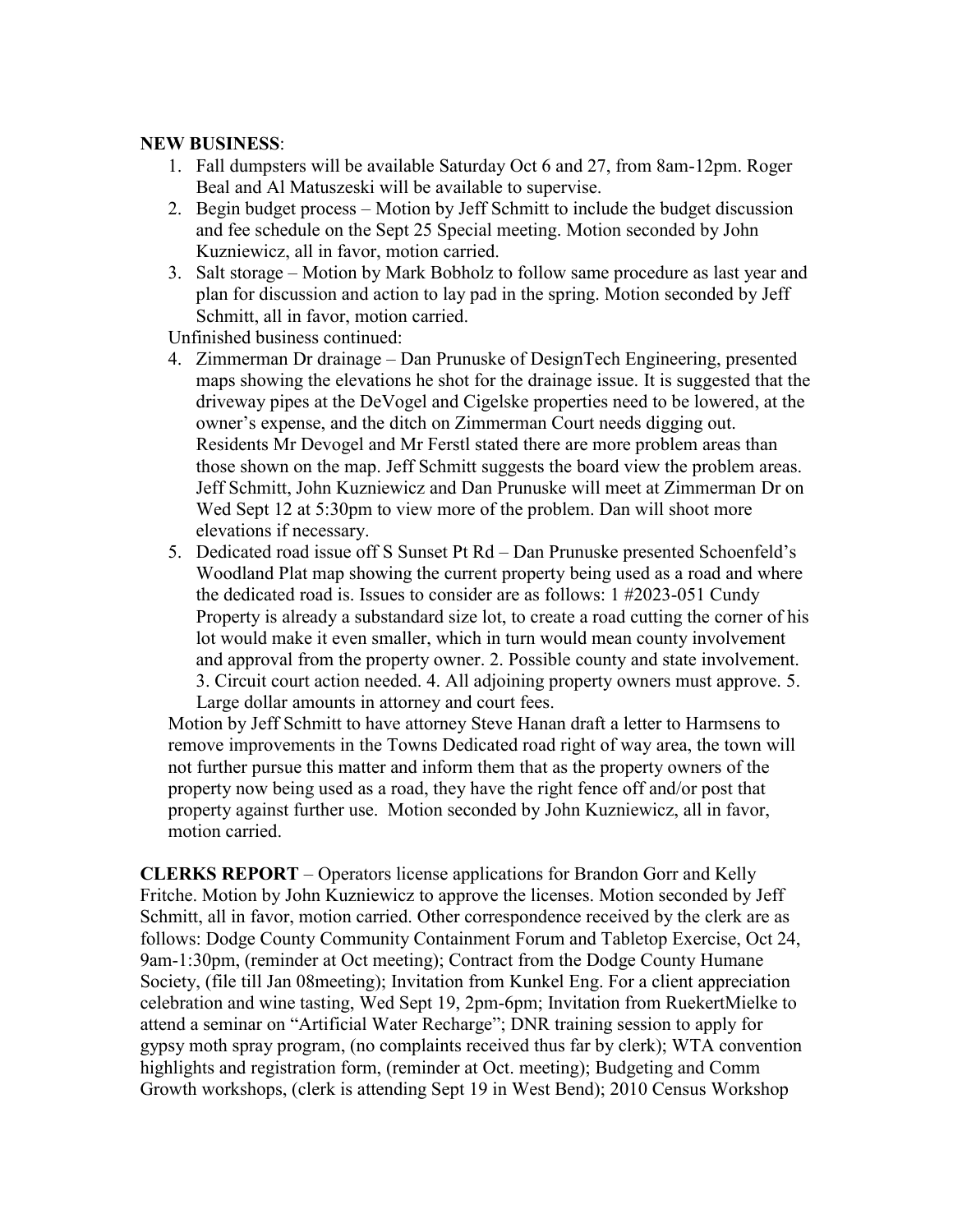**NEW BUSINESS**:

1. Fall dumpsters will be available Saturday Oct 6 and 27, from 8am-12pm. Roger Beal and Al Matuszeski will be available to supervise.
2. Begin budget process – Motion by Jeff Schmitt to include the budget discussion and fee schedule on the Sept 25 Special meeting. Motion seconded by John Kuzniewicz, all in favor, motion carried.
3. Salt storage – Motion by Mark Bobholz to follow same procedure as last year and plan for discussion and action to lay pad in the spring. Motion seconded by Jeff Schmitt, all in favor, motion carried.

Unfinished business continued:

4. Zimmerman Dr drainage – Dan Prunuske of DesignTech Engineering, presented maps showing the elevations he shot for the drainage issue. It is suggested that the driveway pipes at the DeVogel and Cigelske properties need to be lowered, at the owner's expense, and the ditch on Zimmerman Court needs digging out. Residents Mr Devogel and Mr Ferstl stated there are more problem areas than those shown on the map. Jeff Schmitt suggests the board view the problem areas. Jeff Schmitt, John Kuzniewicz and Dan Prunuske will meet at Zimmerman Dr on Wed Sept 12 at 5:30pm to view more of the problem. Dan will shoot more elevations if necessary.
5. Dedicated road issue off S Sunset Pt Rd – Dan Prunuske presented Schoenfeld's Woodland Plat map showing the current property being used as a road and where the dedicated road is. Issues to consider are as follows: 1 #2023-051 Cundy Property is already a substandard size lot, to create a road cutting the corner of his lot would make it even smaller, which in turn would mean county involvement and approval from the property owner. 2. Possible county and state involvement. 3. Circuit court action needed. 4. All adjoining property owners must approve. 5. Large dollar amounts in attorney and court fees.

Motion by Jeff Schmitt to have attorney Steve Hanan draft a letter to Harmsens to remove improvements in the Towns Dedicated road right of way area, the town will not further pursue this matter and inform them that as the property owners of the property now being used as a road, they have the right fence off and/or post that property against further use. Motion seconded by John Kuzniewicz, all in favor, motion carried.

**CLERKS REPORT** – Operators license applications for Brandon Gorr and Kelly Fritche. Motion by John Kuzniewicz to approve the licenses. Motion seconded by Jeff Schmitt, all in favor, motion carried. Other correspondence received by the clerk are as follows: Dodge County Community Containment Forum and Tabletop Exercise, Oct 24, 9am-1:30pm, (reminder at Oct meeting); Contract from the Dodge County Humane Society, (file till Jan 08meeting); Invitation from Kunkel Eng. For a client appreciation celebration and wine tasting, Wed Sept 19, 2pm-6pm; Invitation from RuekertMielke to attend a seminar on "Artificial Water Recharge"; DNR training session to apply for gypsy moth spray program, (no complaints received thus far by clerk); WTA convention highlights and registration form, (reminder at Oct. meeting); Budgeting and Comm Growth workshops, (clerk is attending Sept 19 in West Bend); 2010 Census Workshop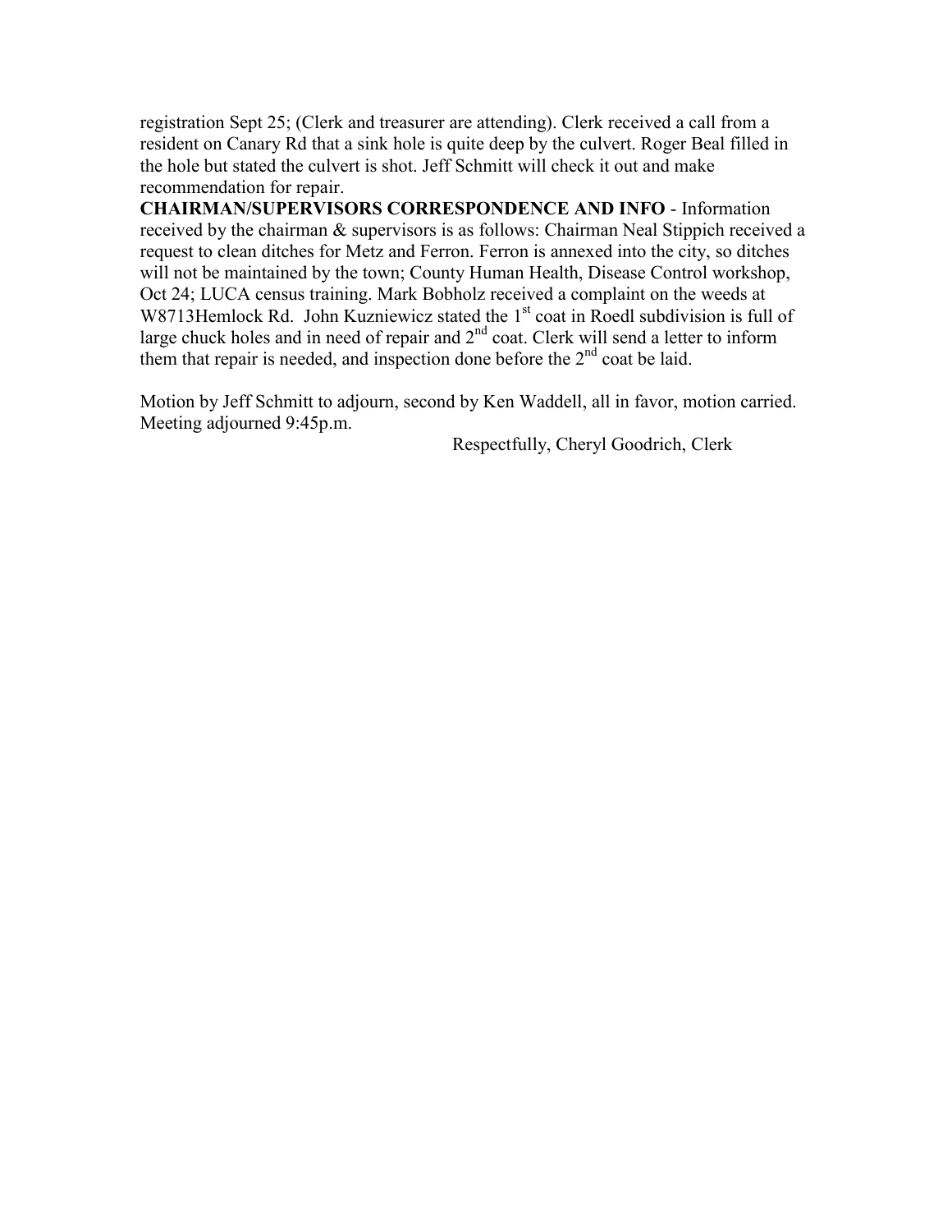registration Sept 25; (Clerk and treasurer are attending). Clerk received a call from a resident on Canary Rd that a sink hole is quite deep by the culvert. Roger Beal filled in the hole but stated the culvert is shot. Jeff Schmitt will check it out and make recommendation for repair.

**CHAIRMAN/SUPERVISORS CORRESPONDENCE AND INFO** - Information received by the chairman & supervisors is as follows: Chairman Neal Stippich received a request to clean ditches for Metz and Ferron. Ferron is annexed into the city, so ditches will not be maintained by the town; County Human Health, Disease Control workshop, Oct 24; LUCA census training. Mark Bobholz received a complaint on the weeds at W8713Hemlock Rd. John Kuzniewicz stated the 1st coat in Roedl subdivision is full of large chuck holes and in need of repair and 2nd coat. Clerk will send a letter to inform them that repair is needed, and inspection done before the 2nd coat be laid.

Motion by Jeff Schmitt to adjourn, second by Ken Waddell, all in favor, motion carried. Meeting adjourned 9:45p.m.

Respectfully, Cheryl Goodrich, Clerk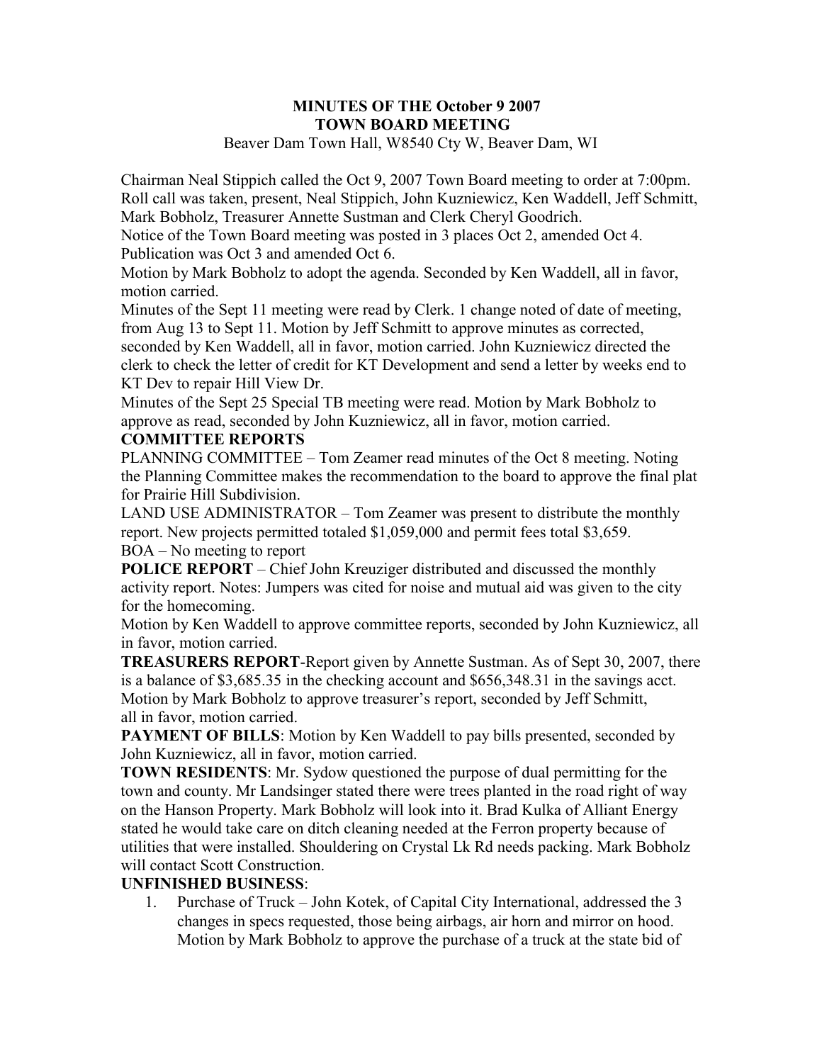**MINUTES OF THE October 9 2007**
**TOWN BOARD MEETING**

Beaver Dam Town Hall, W8540 Cty W, Beaver Dam, WI

Chairman Neal Stippich called the Oct 9, 2007 Town Board meeting to order at 7:00pm. Roll call was taken, present, Neal Stippich, John Kuzniewicz, Ken Waddell, Jeff Schmitt, Mark Bobholz, Treasurer Annette Sustman and Clerk Cheryl Goodrich.

Notice of the Town Board meeting was posted in 3 places Oct 2, amended Oct 4. Publication was Oct 3 and amended Oct 6.

Motion by Mark Bobholz to adopt the agenda. Seconded by Ken Waddell, all in favor, motion carried.

Minutes of the Sept 11 meeting were read by Clerk. 1 change noted of date of meeting, from Aug 13 to Sept 11. Motion by Jeff Schmitt to approve minutes as corrected, seconded by Ken Waddell, all in favor, motion carried. John Kuzniewicz directed the clerk to check the letter of credit for KT Development and send a letter by weeks end to KT Dev to repair Hill View Dr.

Minutes of the Sept 25 Special TB meeting were read. Motion by Mark Bobholz to approve as read, seconded by John Kuzniewicz, all in favor, motion carried.

**COMMITTEE REPORTS**

PLANNING COMMITTEE – Tom Zeamer read minutes of the Oct 8 meeting. Noting the Planning Committee makes the recommendation to the board to approve the final plat for Prairie Hill Subdivision.

LAND USE ADMINISTRATOR – Tom Zeamer was present to distribute the monthly report. New projects permitted totaled $1,059,000 and permit fees total $3,659.

BOA – No meeting to report

**POLICE REPORT** – Chief John Kreuziger distributed and discussed the monthly activity report. Notes: Jumpers was cited for noise and mutual aid was given to the city for the homecoming.

Motion by Ken Waddell to approve committee reports, seconded by John Kuzniewicz, all in favor, motion carried.

**TREASURERS REPORT**-Report given by Annette Sustman. As of Sept 30, 2007, there is a balance of $3,685.35 in the checking account and $656,348.31 in the savings acct. Motion by Mark Bobholz to approve treasurer's report, seconded by Jeff Schmitt, all in favor, motion carried.

**PAYMENT OF BILLS**: Motion by Ken Waddell to pay bills presented, seconded by John Kuzniewicz, all in favor, motion carried.

**TOWN RESIDENTS**: Mr. Sydow questioned the purpose of dual permitting for the town and county. Mr Landsinger stated there were trees planted in the road right of way on the Hanson Property. Mark Bobholz will look into it. Brad Kulka of Alliant Energy stated he would take care on ditch cleaning needed at the Ferron property because of utilities that were installed. Shouldering on Crystal Lk Rd needs packing. Mark Bobholz will contact Scott Construction.

**UNFINISHED BUSINESS**:

1. Purchase of Truck – John Kotek, of Capital City International, addressed the 3 changes in specs requested, those being airbags, air horn and mirror on hood. Motion by Mark Bobholz to approve the purchase of a truck at the state bid of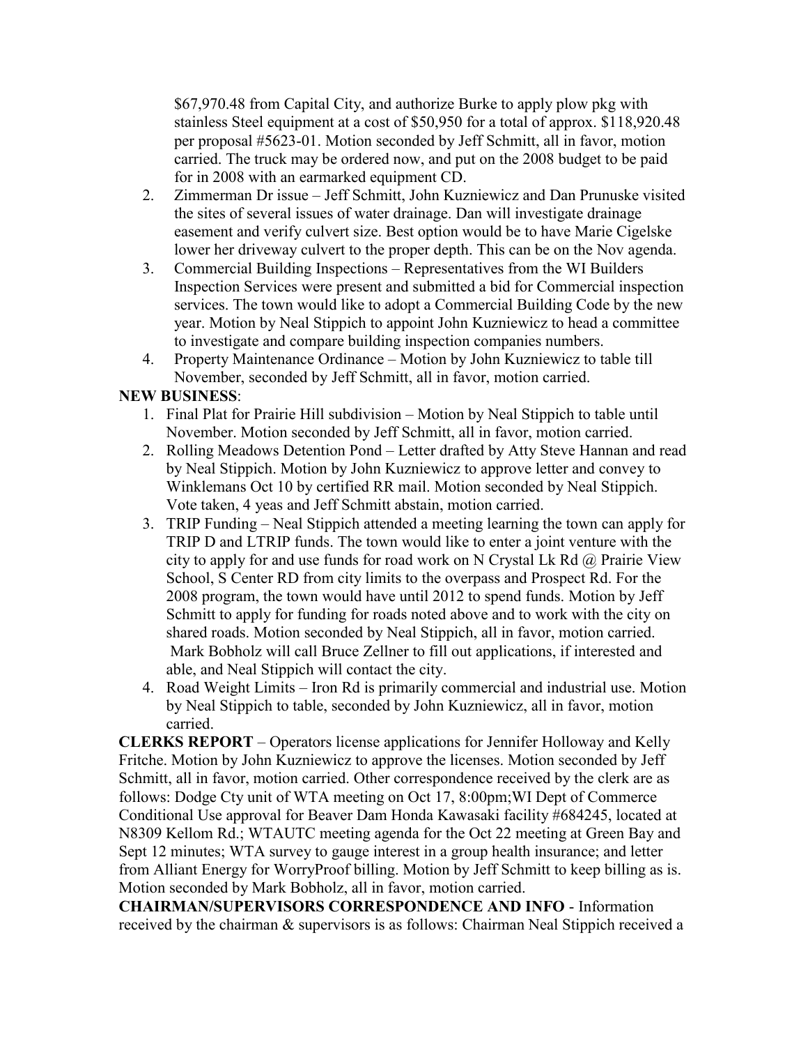$67,970.48 from Capital City, and authorize Burke to apply plow pkg with stainless Steel equipment at a cost of $50,950 for a total of approx. $118,920.48 per proposal #5623-01. Motion seconded by Jeff Schmitt, all in favor, motion carried. The truck may be ordered now, and put on the 2008 budget to be paid for in 2008 with an earmarked equipment CD.

2. Zimmerman Dr issue – Jeff Schmitt, John Kuzniewicz and Dan Prunuske visited the sites of several issues of water drainage. Dan will investigate drainage easement and verify culvert size. Best option would be to have Marie Cigelske lower her driveway culvert to the proper depth. This can be on the Nov agenda.
3. Commercial Building Inspections – Representatives from the WI Builders Inspection Services were present and submitted a bid for Commercial inspection services. The town would like to adopt a Commercial Building Code by the new year. Motion by Neal Stippich to appoint John Kuzniewicz to head a committee to investigate and compare building inspection companies numbers.
4. Property Maintenance Ordinance – Motion by John Kuzniewicz to table till November, seconded by Jeff Schmitt, all in favor, motion carried.

**NEW BUSINESS**:

1. Final Plat for Prairie Hill subdivision – Motion by Neal Stippich to table until November. Motion seconded by Jeff Schmitt, all in favor, motion carried.
2. Rolling Meadows Detention Pond – Letter drafted by Atty Steve Hannan and read by Neal Stippich. Motion by John Kuzniewicz to approve letter and convey to Winklemans Oct 10 by certified RR mail. Motion seconded by Neal Stippich. Vote taken, 4 yeas and Jeff Schmitt abstain, motion carried.
3. TRIP Funding – Neal Stippich attended a meeting learning the town can apply for TRIP D and LTRIP funds. The town would like to enter a joint venture with the city to apply for and use funds for road work on N Crystal Lk Rd @ Prairie View School, S Center RD from city limits to the overpass and Prospect Rd. For the 2008 program, the town would have until 2012 to spend funds. Motion by Jeff Schmitt to apply for funding for roads noted above and to work with the city on shared roads. Motion seconded by Neal Stippich, all in favor, motion carried. Mark Bobholz will call Bruce Zellner to fill out applications, if interested and able, and Neal Stippich will contact the city.
4. Road Weight Limits – Iron Rd is primarily commercial and industrial use. Motion by Neal Stippich to table, seconded by John Kuzniewicz, all in favor, motion carried.

**CLERKS REPORT** – Operators license applications for Jennifer Holloway and Kelly Fritche. Motion by John Kuzniewicz to approve the licenses. Motion seconded by Jeff Schmitt, all in favor, motion carried. Other correspondence received by the clerk are as follows: Dodge Cty unit of WTA meeting on Oct 17, 8:00pm;WI Dept of Commerce Conditional Use approval for Beaver Dam Honda Kawasaki facility #684245, located at N8309 Kellom Rd.; WTAUTC meeting agenda for the Oct 22 meeting at Green Bay and Sept 12 minutes; WTA survey to gauge interest in a group health insurance; and letter from Alliant Energy for WorryProof billing. Motion by Jeff Schmitt to keep billing as is. Motion seconded by Mark Bobholz, all in favor, motion carried.

**CHAIRMAN/SUPERVISORS CORRESPONDENCE AND INFO** - Information received by the chairman & supervisors is as follows: Chairman Neal Stippich received a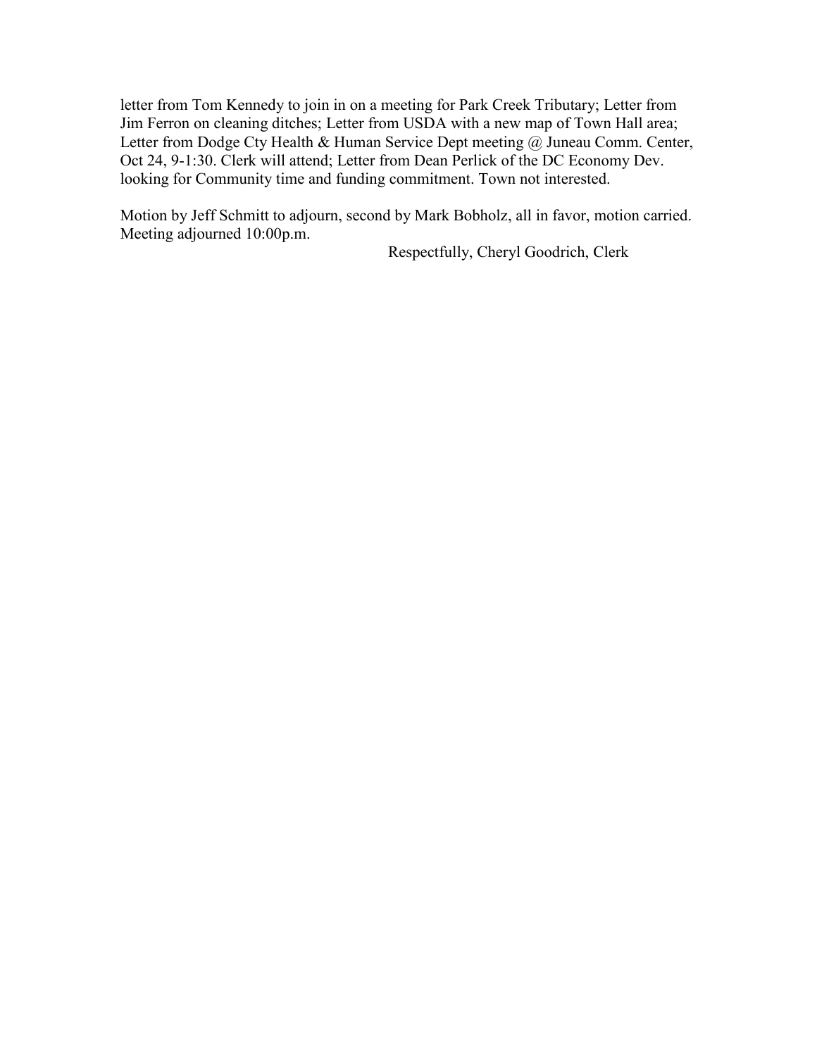letter from Tom Kennedy to join in on a meeting for Park Creek Tributary; Letter from Jim Ferron on cleaning ditches; Letter from USDA with a new map of Town Hall area; Letter from Dodge Cty Health & Human Service Dept meeting @ Juneau Comm. Center, Oct 24, 9-1:30. Clerk will attend; Letter from Dean Perlick of the DC Economy Dev. looking for Community time and funding commitment. Town not interested.

Motion by Jeff Schmitt to adjourn, second by Mark Bobholz, all in favor, motion carried. Meeting adjourned 10:00p.m.

Respectfully, Cheryl Goodrich, Clerk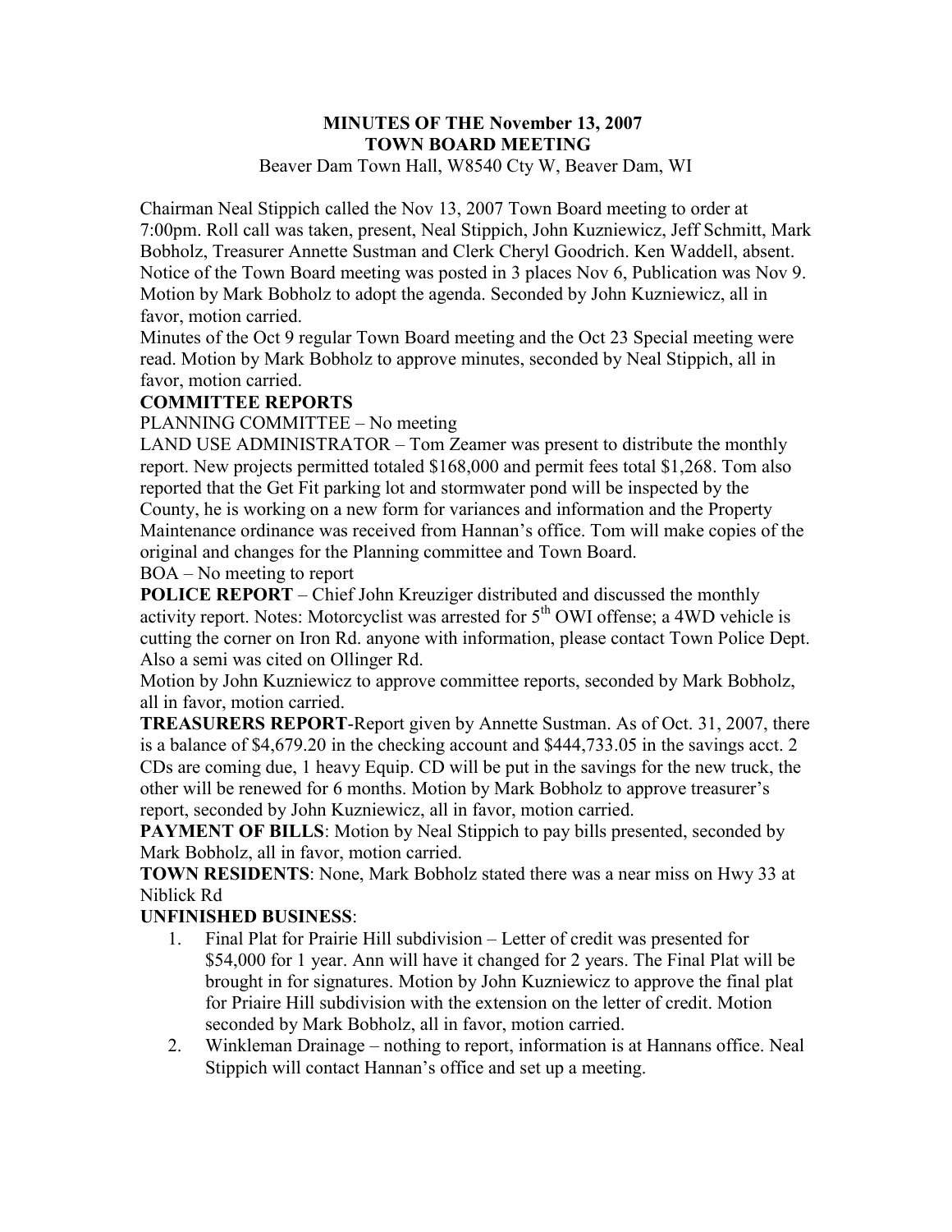**MINUTES OF THE November 13, 2007**
**TOWN BOARD MEETING**

Beaver Dam Town Hall, W8540 Cty W, Beaver Dam, WI

Chairman Neal Stippich called the Nov 13, 2007 Town Board meeting to order at 7:00pm. Roll call was taken, present, Neal Stippich, John Kuzniewicz, Jeff Schmitt, Mark Bobholz, Treasurer Annette Sustman and Clerk Cheryl Goodrich. Ken Waddell, absent. Notice of the Town Board meeting was posted in 3 places Nov 6, Publication was Nov 9. Motion by Mark Bobholz to adopt the agenda. Seconded by John Kuzniewicz, all in favor, motion carried.

Minutes of the Oct 9 regular Town Board meeting and the Oct 23 Special meeting were read. Motion by Mark Bobholz to approve minutes, seconded by Neal Stippich, all in favor, motion carried.

**COMMITTEE REPORTS**

PLANNING COMMITTEE – No meeting

LAND USE ADMINISTRATOR – Tom Zeamer was present to distribute the monthly report. New projects permitted totaled $168,000 and permit fees total $1,268. Tom also reported that the Get Fit parking lot and stormwater pond will be inspected by the County, he is working on a new form for variances and information and the Property Maintenance ordinance was received from Hannan's office. Tom will make copies of the original and changes for the Planning committee and Town Board.

BOA – No meeting to report

**POLICE REPORT** – Chief John Kreuziger distributed and discussed the monthly activity report. Notes: Motorcyclist was arrested for 5th OWI offense; a 4WD vehicle is cutting the corner on Iron Rd. anyone with information, please contact Town Police Dept. Also a semi was cited on Ollinger Rd.

Motion by John Kuzniewicz to approve committee reports, seconded by Mark Bobholz, all in favor, motion carried.

**TREASURERS REPORT**-Report given by Annette Sustman. As of Oct. 31, 2007, there is a balance of $4,679.20 in the checking account and $444,733.05 in the savings acct. 2 CDs are coming due, 1 heavy Equip. CD will be put in the savings for the new truck, the other will be renewed for 6 months. Motion by Mark Bobholz to approve treasurer's report, seconded by John Kuzniewicz, all in favor, motion carried.

**PAYMENT OF BILLS**: Motion by Neal Stippich to pay bills presented, seconded by Mark Bobholz, all in favor, motion carried.

**TOWN RESIDENTS**: None, Mark Bobholz stated there was a near miss on Hwy 33 at Niblick Rd

**UNFINISHED BUSINESS**:

1. Final Plat for Prairie Hill subdivision – Letter of credit was presented for $54,000 for 1 year. Ann will have it changed for 2 years. The Final Plat will be brought in for signatures. Motion by John Kuzniewicz to approve the final plat for Priaire Hill subdivision with the extension on the letter of credit. Motion seconded by Mark Bobholz, all in favor, motion carried.
2. Winkleman Drainage – nothing to report, information is at Hannans office. Neal Stippich will contact Hannan's office and set up a meeting.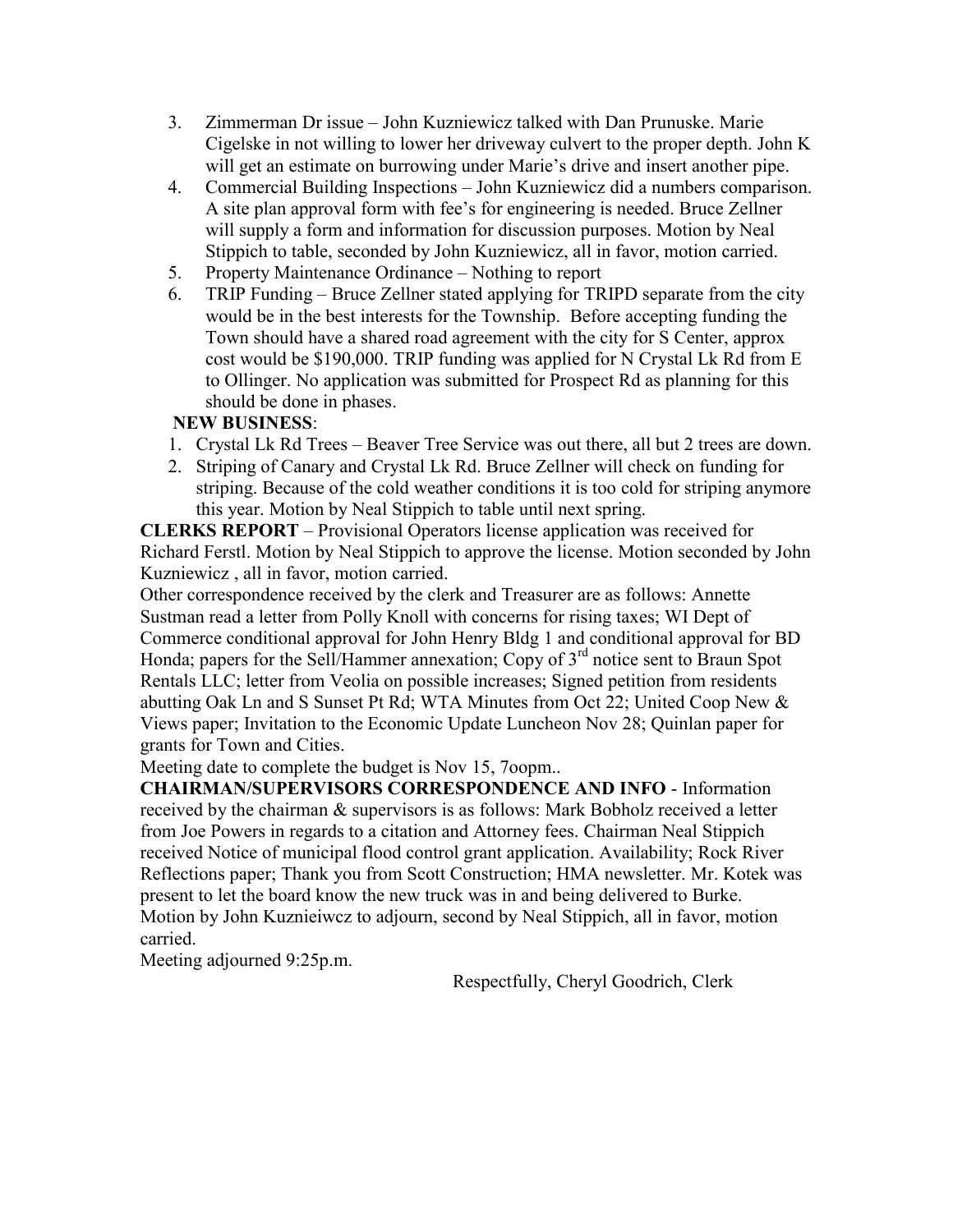3. Zimmerman Dr issue – John Kuzniewicz talked with Dan Prunuske. Marie Cigelske in not willing to lower her driveway culvert to the proper depth. John K will get an estimate on burrowing under Marie's drive and insert another pipe.
4. Commercial Building Inspections – John Kuzniewicz did a numbers comparison. A site plan approval form with fee's for engineering is needed. Bruce Zellner will supply a form and information for discussion purposes. Motion by Neal Stippich to table, seconded by John Kuzniewicz, all in favor, motion carried.
5. Property Maintenance Ordinance – Nothing to report
6. TRIP Funding – Bruce Zellner stated applying for TRIPD separate from the city would be in the best interests for the Township. Before accepting funding the Town should have a shared road agreement with the city for S Center, approx cost would be $190,000. TRIP funding was applied for N Crystal Lk Rd from E to Ollinger. No application was submitted for Prospect Rd as planning for this should be done in phases.

**NEW BUSINESS**:

1. Crystal Lk Rd Trees – Beaver Tree Service was out there, all but 2 trees are down.
2. Striping of Canary and Crystal Lk Rd. Bruce Zellner will check on funding for striping. Because of the cold weather conditions it is too cold for striping anymore this year. Motion by Neal Stippich to table until next spring.

**CLERKS REPORT** – Provisional Operators license application was received for Richard Ferstl. Motion by Neal Stippich to approve the license. Motion seconded by John Kuzniewicz , all in favor, motion carried.

Other correspondence received by the clerk and Treasurer are as follows: Annette Sustman read a letter from Polly Knoll with concerns for rising taxes; WI Dept of Commerce conditional approval for John Henry Bldg 1 and conditional approval for BD Honda; papers for the Sell/Hammer annexation; Copy of 3rd notice sent to Braun Spot Rentals LLC; letter from Veolia on possible increases; Signed petition from residents abutting Oak Ln and S Sunset Pt Rd; WTA Minutes from Oct 22; United Coop New & Views paper; Invitation to the Economic Update Luncheon Nov 28; Quinlan paper for grants for Town and Cities.

Meeting date to complete the budget is Nov 15, 7oopm..

**CHAIRMAN/SUPERVISORS CORRESPONDENCE AND INFO** - Information received by the chairman & supervisors is as follows: Mark Bobholz received a letter from Joe Powers in regards to a citation and Attorney fees. Chairman Neal Stippich received Notice of municipal flood control grant application. Availability; Rock River Reflections paper; Thank you from Scott Construction; HMA newsletter. Mr. Kotek was present to let the board know the new truck was in and being delivered to Burke.

Motion by John Kuznieiwcz to adjourn, second by Neal Stippich, all in favor, motion carried.

Meeting adjourned 9:25p.m.

Respectfully, Cheryl Goodrich, Clerk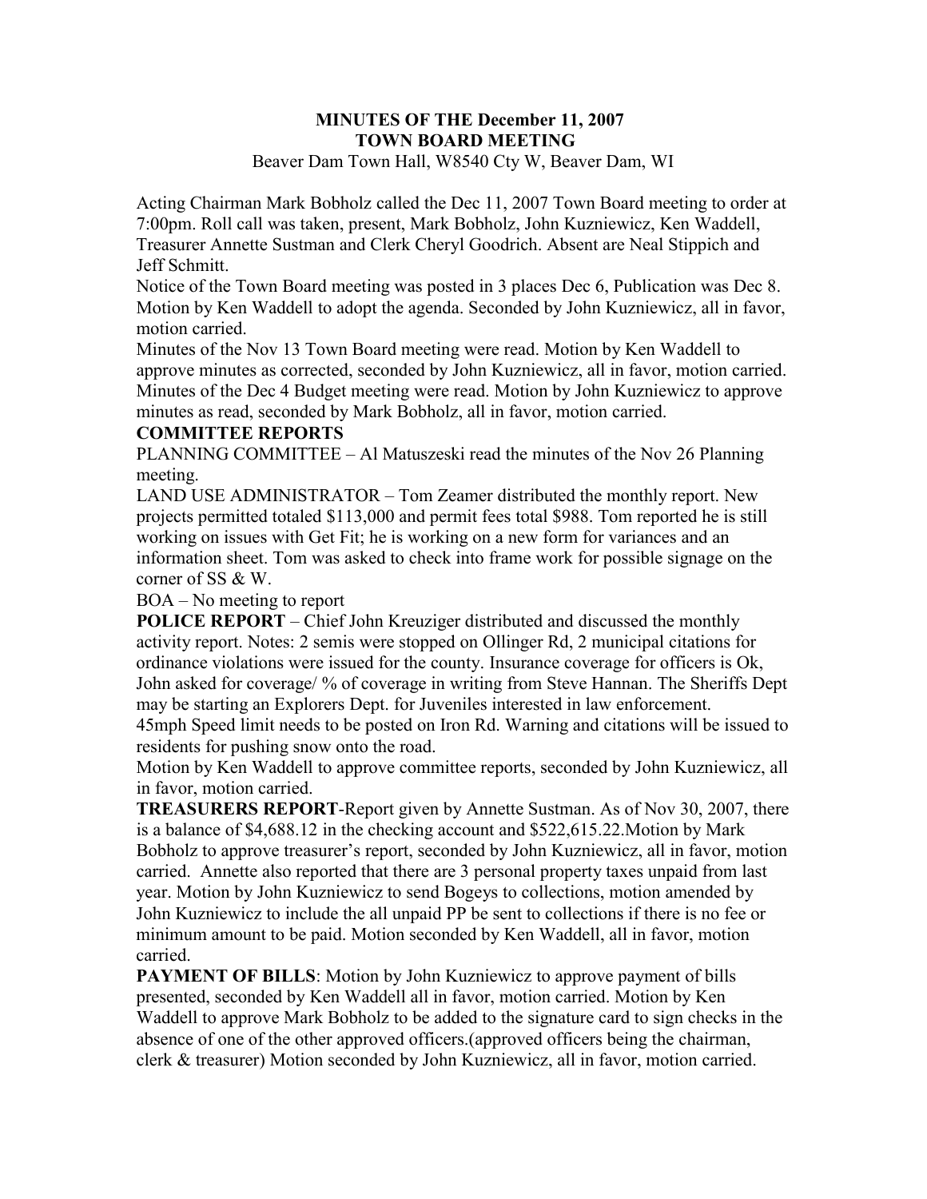# MINUTES OF THE December 11, 2007
# TOWN BOARD MEETING

Beaver Dam Town Hall, W8540 Cty W, Beaver Dam, WI

Acting Chairman Mark Bobholz called the Dec 11, 2007 Town Board meeting to order at 7:00pm. Roll call was taken, present, Mark Bobholz, John Kuzniewicz, Ken Waddell, Treasurer Annette Sustman and Clerk Cheryl Goodrich. Absent are Neal Stippich and Jeff Schmitt.

Notice of the Town Board meeting was posted in 3 places Dec 6, Publication was Dec 8.

Motion by Ken Waddell to adopt the agenda. Seconded by John Kuzniewicz, all in favor, motion carried.

Minutes of the Nov 13 Town Board meeting were read. Motion by Ken Waddell to approve minutes as corrected, seconded by John Kuzniewicz, all in favor, motion carried.

Minutes of the Dec 4 Budget meeting were read. Motion by John Kuzniewicz to approve minutes as read, seconded by Mark Bobholz, all in favor, motion carried.

**COMMITTEE REPORTS**

PLANNING COMMITTEE – Al Matuszeski read the minutes of the Nov 26 Planning meeting.

LAND USE ADMINISTRATOR – Tom Zeamer distributed the monthly report. New projects permitted totaled $113,000 and permit fees total $988. Tom reported he is still working on issues with Get Fit; he is working on a new form for variances and an information sheet. Tom was asked to check into frame work for possible signage on the corner of SS & W.

BOA – No meeting to report

**POLICE REPORT** – Chief John Kreuziger distributed and discussed the monthly activity report. Notes: 2 semis were stopped on Ollinger Rd, 2 municipal citations for ordinance violations were issued for the county. Insurance coverage for officers is Ok, John asked for coverage/ % of coverage in writing from Steve Hannan. The Sheriffs Dept may be starting an Explorers Dept. for Juveniles interested in law enforcement.

45mph Speed limit needs to be posted on Iron Rd. Warning and citations will be issued to residents for pushing snow onto the road.

Motion by Ken Waddell to approve committee reports, seconded by John Kuzniewicz, all in favor, motion carried.

**TREASURERS REPORT**-Report given by Annette Sustman. As of Nov 30, 2007, there is a balance of $4,688.12 in the checking account and $522,615.22.Motion by Mark Bobholz to approve treasurer's report, seconded by John Kuzniewicz, all in favor, motion carried. Annette also reported that there are 3 personal property taxes unpaid from last year. Motion by John Kuzniewicz to send Bogeys to collections, motion amended by John Kuzniewicz to include the all unpaid PP be sent to collections if there is no fee or minimum amount to be paid. Motion seconded by Ken Waddell, all in favor, motion carried.

**PAYMENT OF BILLS**: Motion by John Kuzniewicz to approve payment of bills presented, seconded by Ken Waddell all in favor, motion carried. Motion by Ken Waddell to approve Mark Bobholz to be added to the signature card to sign checks in the absence of one of the other approved officers.(approved officers being the chairman, clerk & treasurer) Motion seconded by John Kuzniewicz, all in favor, motion carried.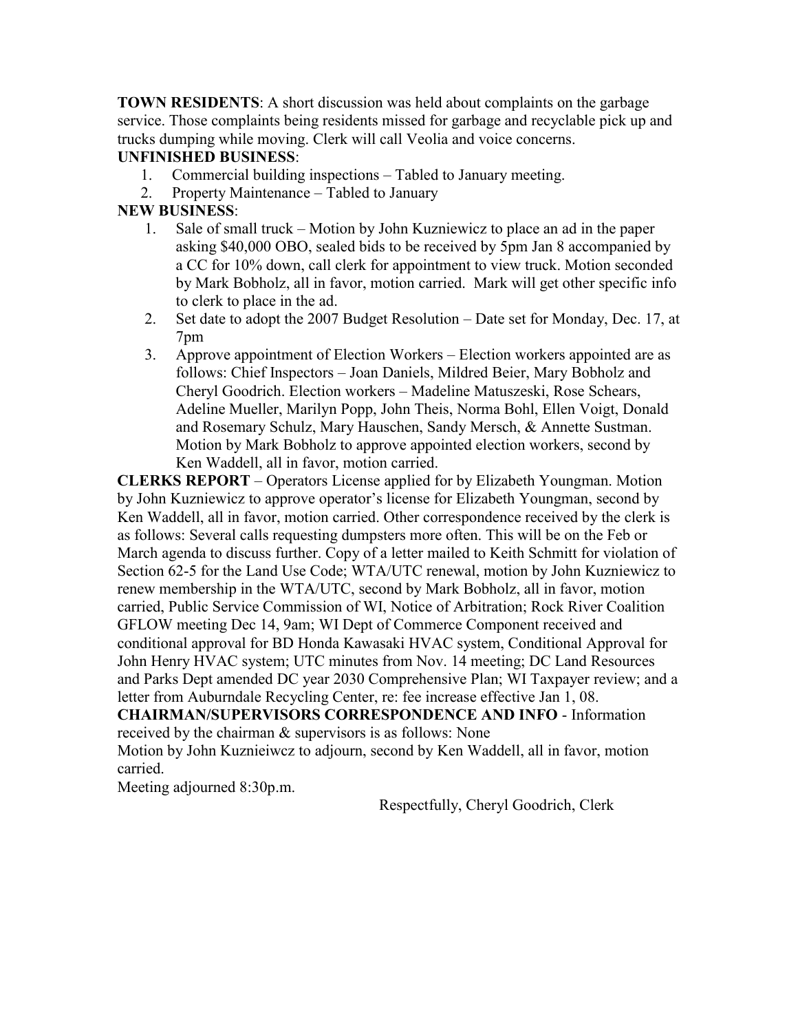**TOWN RESIDENTS**: A short discussion was held about complaints on the garbage service. Those complaints being residents missed for garbage and recyclable pick up and trucks dumping while moving. Clerk will call Veolia and voice concerns.

**UNFINISHED BUSINESS**:

1. Commercial building inspections – Tabled to January meeting.
2. Property Maintenance – Tabled to January

**NEW BUSINESS**:

1. Sale of small truck – Motion by John Kuzniewicz to place an ad in the paper asking $40,000 OBO, sealed bids to be received by 5pm Jan 8 accompanied by a CC for 10% down, call clerk for appointment to view truck. Motion seconded by Mark Bobholz, all in favor, motion carried. Mark will get other specific info to clerk to place in the ad.
2. Set date to adopt the 2007 Budget Resolution – Date set for Monday, Dec. 17, at 7pm
3. Approve appointment of Election Workers – Election workers appointed are as follows: Chief Inspectors – Joan Daniels, Mildred Beier, Mary Bobholz and Cheryl Goodrich. Election workers – Madeline Matuszeski, Rose Schears, Adeline Mueller, Marilyn Popp, John Theis, Norma Bohl, Ellen Voigt, Donald and Rosemary Schulz, Mary Hauschen, Sandy Mersch, & Annette Sustman. Motion by Mark Bobholz to approve appointed election workers, second by Ken Waddell, all in favor, motion carried.

**CLERKS REPORT** – Operators License applied for by Elizabeth Youngman. Motion by John Kuzniewicz to approve operator's license for Elizabeth Youngman, second by Ken Waddell, all in favor, motion carried. Other correspondence received by the clerk is as follows: Several calls requesting dumpsters more often. This will be on the Feb or March agenda to discuss further. Copy of a letter mailed to Keith Schmitt for violation of Section 62-5 for the Land Use Code; WTA/UTC renewal, motion by John Kuzniewicz to renew membership in the WTA/UTC, second by Mark Bobholz, all in favor, motion carried, Public Service Commission of WI, Notice of Arbitration; Rock River Coalition GFLOW meeting Dec 14, 9am; WI Dept of Commerce Component received and conditional approval for BD Honda Kawasaki HVAC system, Conditional Approval for John Henry HVAC system; UTC minutes from Nov. 14 meeting; DC Land Resources and Parks Dept amended DC year 2030 Comprehensive Plan; WI Taxpayer review; and a letter from Auburndale Recycling Center, re: fee increase effective Jan 1, 08.

**CHAIRMAN/SUPERVISORS CORRESPONDENCE AND INFO** - Information received by the chairman & supervisors is as follows: None

Motion by John Kuznieiwcz to adjourn, second by Ken Waddell, all in favor, motion carried.

Meeting adjourned 8:30p.m.

Respectfully, Cheryl Goodrich, Clerk